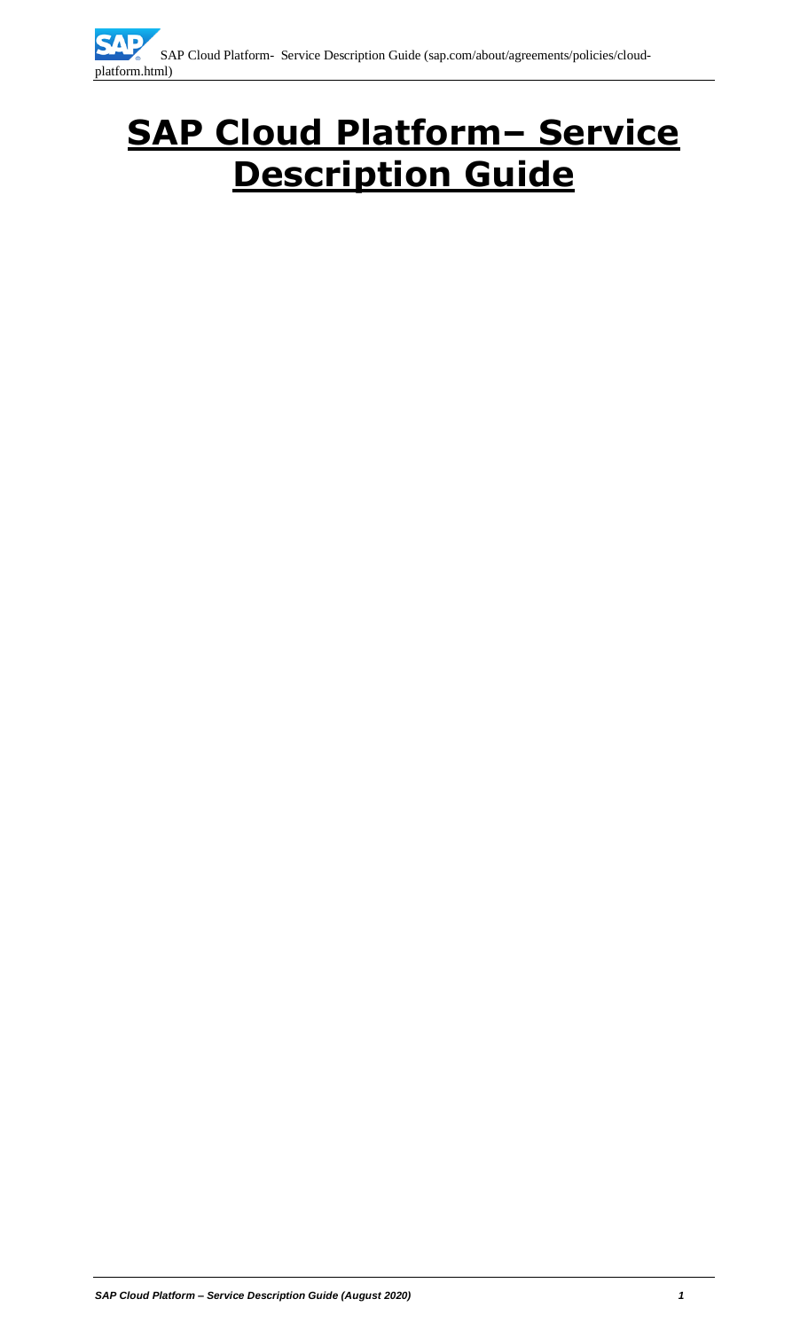# SAP Cloud Platform– Service Description Guide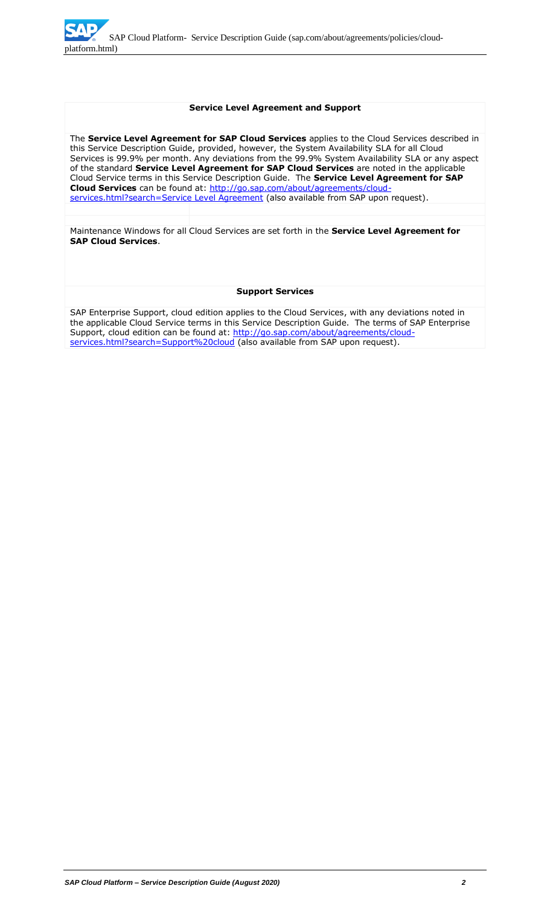## Service Level Agreement and Support

The **Service Level Agreement for SAP Cloud Services** applies to the Cloud Services described in this Service Description Guide, provided, however, the System Availability SLA for all Cloud Services is 99.9% per month. Any deviations from the 99.9% System Availability SLA or any aspect of the standard **Service Level Agreement for SAP Cloud Services** are noted in the applicable Cloud Service terms in this Service Description Guide. The **Service Level Agreement for SAP Cloud Services** can be found at: [http://go.sap.com/about/agreements/cloud-services.html?search=Service Level Agreement](http://go.sap.com/about/agreements/cloud-services.html?search=Service%20Level%20Agreement) (also available from SAP upon request).

Maintenance Windows for all Cloud Services are set forth in the **Service Level Agreement for SAP Cloud Services**.

## Support Services

SAP Enterprise Support, cloud edition applies to the Cloud Services, with any deviations noted in the applicable Cloud Service terms in this Service Description Guide. The terms of SAP Enterprise Support, cloud edition can be found at: [http://go.sap.com/about/agreements/cloud-services.html?search=Support%20cloud](http://go.sap.com/about/agreements/cloud-services.html?search=Support%20cloud) (also available from SAP upon request).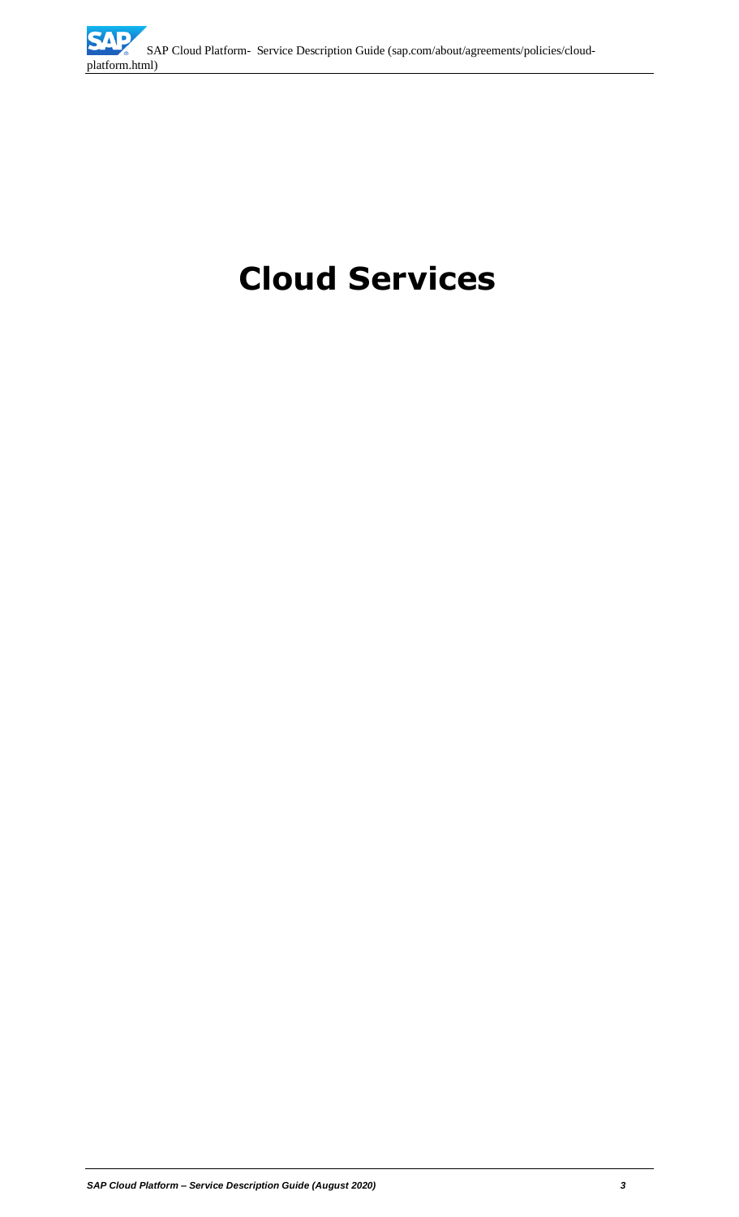# Cloud Services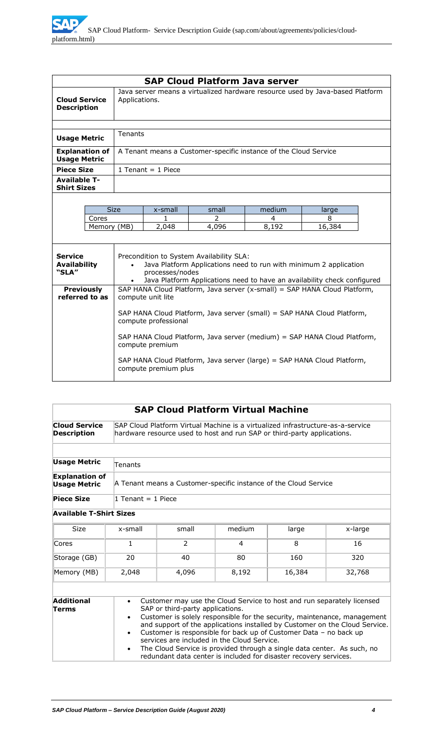## SAP Cloud Platform Java server

| | |
|---|---|
| **Cloud Service Description** | Java server means a virtualized hardware resource used by Java-based Platform Applications. |
| **Usage Metric** | Tenants |
| **Explanation of Usage Metric** | A Tenant means a Customer-specific instance of the Cloud Service |
| **Piece Size** | 1 Tenant = 1 Piece |
| **Available T-Shirt Sizes** | |

| Size | x-small | small | medium | large |
|---|---|---|---|---|
| Cores | 1 | 2 | 4 | 8 |
| Memory (MB) | 2,048 | 4,096 | 8,192 | 16,384 |

| | |
|---|---|
| **Service Availability "SLA"** | Precondition to System Availability SLA:<br>• Java Platform Applications need to run with minimum 2 application processes/nodes<br>• Java Platform Applications need to have an availability check configured |
| **Previously referred to as** | SAP HANA Cloud Platform, Java server (x-small) = SAP HANA Cloud Platform, compute unit lite<br><br>SAP HANA Cloud Platform, Java server (small) = SAP HANA Cloud Platform, compute professional<br><br>SAP HANA Cloud Platform, Java server (medium) = SAP HANA Cloud Platform, compute premium<br><br>SAP HANA Cloud Platform, Java server (large) = SAP HANA Cloud Platform, compute premium plus |

## SAP Cloud Platform Virtual Machine

| | |
|---|---|
| **Cloud Service Description** | SAP Cloud Platform Virtual Machine is a virtualized infrastructure-as-a-service hardware resource used to host and run SAP or third-party applications. |
| **Usage Metric** | Tenants |
| **Explanation of Usage Metric** | A Tenant means a Customer-specific instance of the Cloud Service |
| **Piece Size** | 1 Tenant = 1 Piece |

**Available T-Shirt Sizes**

| Size | x-small | small | medium | large | x-large |
|---|---|---|---|---|---|
| Cores | 1 | 2 | 4 | 8 | 16 |
| Storage (GB) | 20 | 40 | 80 | 160 | 320 |
| Memory (MB) | 2,048 | 4,096 | 8,192 | 16,384 | 32,768 |

| | |
|---|---|
| **Additional Terms** | • Customer may use the Cloud Service to host and run separately licensed SAP or third-party applications.<br>• Customer is solely responsible for the security, maintenance, management and support of the applications installed by Customer on the Cloud Service.<br>• Customer is responsible for back up of Customer Data – no back up services are included in the Cloud Service.<br>• The Cloud Service is provided through a single data center. As such, no redundant data center is included for disaster recovery services. |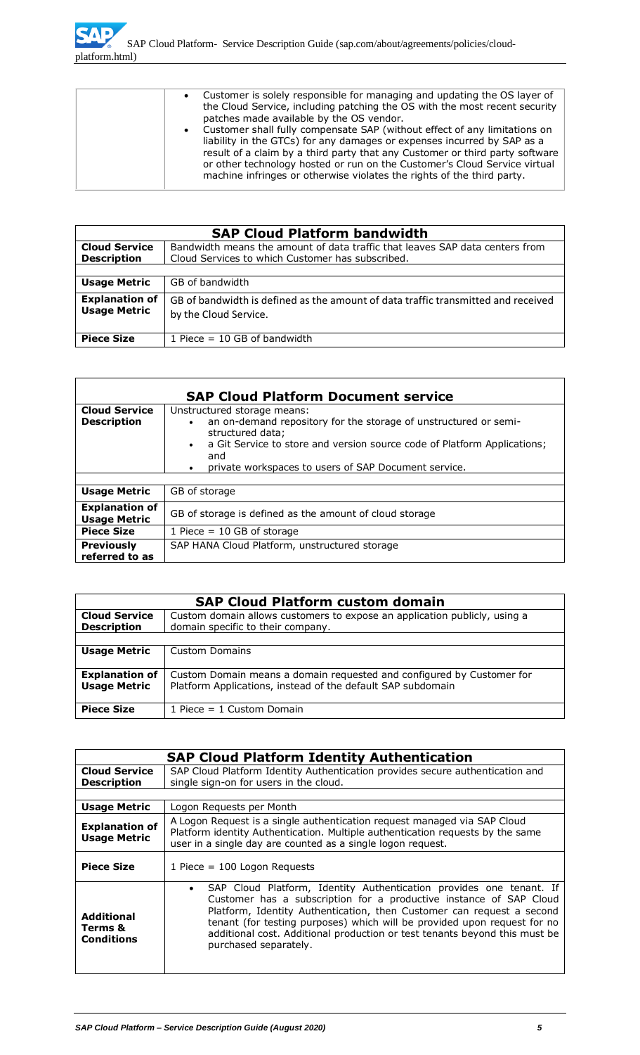| | |
|---|---|
| | • Customer is solely responsible for managing and updating the OS layer of the Cloud Service, including patching the OS with the most recent security patches made available by the OS vendor.<br>• Customer shall fully compensate SAP (without effect of any limitations on liability in the GTCs) for any damages or expenses incurred by SAP as a result of a claim by a third party that any Customer or third party software or other technology hosted or run on the Customer's Cloud Service virtual machine infringes or otherwise violates the rights of the third party. |

| **SAP Cloud Platform bandwidth** | |
|---|---|
| **Cloud Service Description** | Bandwidth means the amount of data traffic that leaves SAP data centers from Cloud Services to which Customer has subscribed. |
| | |
| **Usage Metric** | GB of bandwidth |
| **Explanation of Usage Metric** | GB of bandwidth is defined as the amount of data traffic transmitted and received by the Cloud Service. |
| **Piece Size** | 1 Piece = 10 GB of bandwidth |

| **SAP Cloud Platform Document service** | |
|---|---|
| **Cloud Service Description** | Unstructured storage means:<br>• an on-demand repository for the storage of unstructured or semi-structured data;<br>• a Git Service to store and version source code of Platform Applications; and<br>• private workspaces to users of SAP Document service. |
| | |
| **Usage Metric** | GB of storage |
| **Explanation of Usage Metric** | GB of storage is defined as the amount of cloud storage |
| **Piece Size** | 1 Piece = 10 GB of storage |
| **Previously referred to as** | SAP HANA Cloud Platform, unstructured storage |

| **SAP Cloud Platform custom domain** | |
|---|---|
| **Cloud Service Description** | Custom domain allows customers to expose an application publicly, using a domain specific to their company. |
| | |
| **Usage Metric** | Custom Domains |
| **Explanation of Usage Metric** | Custom Domain means a domain requested and configured by Customer for Platform Applications, instead of the default SAP subdomain |
| **Piece Size** | 1 Piece = 1 Custom Domain |

| **SAP Cloud Platform Identity Authentication** | |
|---|---|
| **Cloud Service Description** | SAP Cloud Platform Identity Authentication provides secure authentication and single sign-on for users in the cloud. |
| | |
| **Usage Metric** | Logon Requests per Month |
| **Explanation of Usage Metric** | A Logon Request is a single authentication request managed via SAP Cloud Platform identity Authentication. Multiple authentication requests by the same user in a single day are counted as a single logon request. |
| **Piece Size** | 1 Piece = 100 Logon Requests |
| **Additional Terms & Conditions** | • SAP Cloud Platform, Identity Authentication provides one tenant. If Customer has a subscription for a productive instance of SAP Cloud Platform, Identity Authentication, then Customer can request a second tenant (for testing purposes) which will be provided upon request for no additional cost. Additional production or test tenants beyond this must be purchased separately. |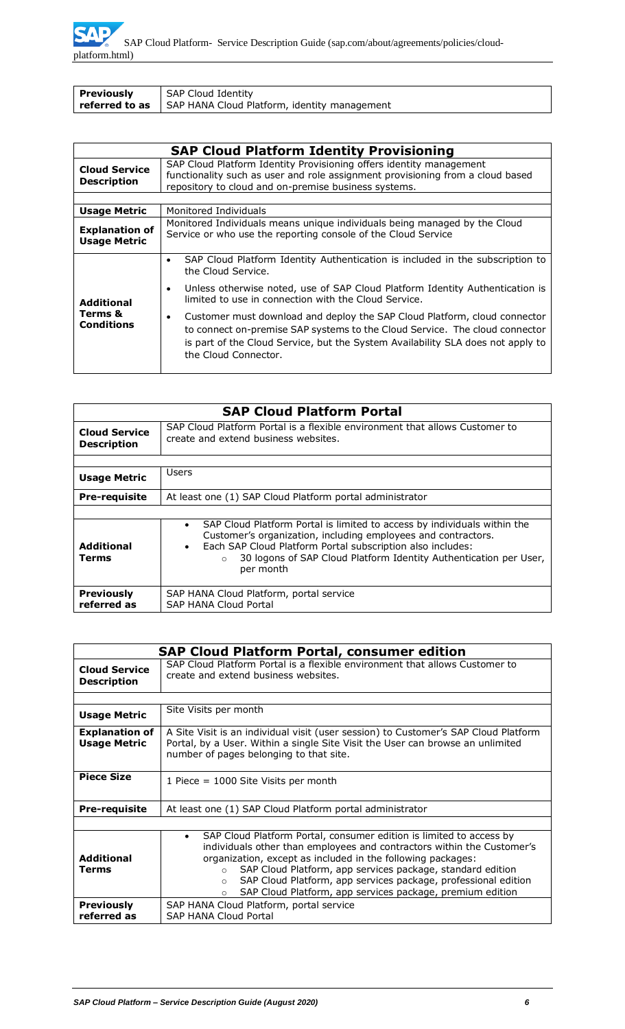| Previously referred to as | SAP Cloud Identity<br>SAP HANA Cloud Platform, identity management |
|---|---|

| SAP Cloud Platform Identity Provisioning | |
|---|---|
| **Cloud Service Description** | SAP Cloud Platform Identity Provisioning offers identity management functionality such as user and role assignment provisioning from a cloud based repository to cloud and on-premise business systems. |
| | |
| **Usage Metric** | Monitored Individuals |
| **Explanation of Usage Metric** | Monitored Individuals means unique individuals being managed by the Cloud Service or who use the reporting console of the Cloud Service |
| **Additional Terms & Conditions** | • SAP Cloud Platform Identity Authentication is included in the subscription to the Cloud Service.<br>• Unless otherwise noted, use of SAP Cloud Platform Identity Authentication is limited to use in connection with the Cloud Service.<br>• Customer must download and deploy the SAP Cloud Platform, cloud connector to connect on-premise SAP systems to the Cloud Service. The cloud connector is part of the Cloud Service, but the System Availability SLA does not apply to the Cloud Connector. |

| SAP Cloud Platform Portal | |
|---|---|
| **Cloud Service Description** | SAP Cloud Platform Portal is a flexible environment that allows Customer to create and extend business websites. |
| | |
| **Usage Metric** | Users |
| **Pre-requisite** | At least one (1) SAP Cloud Platform portal administrator |
| | |
| **Additional Terms** | • SAP Cloud Platform Portal is limited to access by individuals within the Customer's organization, including employees and contractors.<br>• Each SAP Cloud Platform Portal subscription also includes:<br>&nbsp;&nbsp;&nbsp;&nbsp;○ 30 logons of SAP Cloud Platform Identity Authentication per User, per month |
| **Previously referred as** | SAP HANA Cloud Platform, portal service<br>SAP HANA Cloud Portal |

| SAP Cloud Platform Portal, consumer edition | |
|---|---|
| **Cloud Service Description** | SAP Cloud Platform Portal is a flexible environment that allows Customer to create and extend business websites. |
| | |
| **Usage Metric** | Site Visits per month |
| **Explanation of Usage Metric** | A Site Visit is an individual visit (user session) to Customer's SAP Cloud Platform Portal, by a User. Within a single Site Visit the User can browse an unlimited number of pages belonging to that site. |
| **Piece Size** | 1 Piece = 1000 Site Visits per month |
| **Pre-requisite** | At least one (1) SAP Cloud Platform portal administrator |
| | |
| **Additional Terms** | • SAP Cloud Platform Portal, consumer edition is limited to access by individuals other than employees and contractors within the Customer's organization, except as included in the following packages:<br>&nbsp;&nbsp;&nbsp;&nbsp;○ SAP Cloud Platform, app services package, standard edition<br>&nbsp;&nbsp;&nbsp;&nbsp;○ SAP Cloud Platform, app services package, professional edition<br>&nbsp;&nbsp;&nbsp;&nbsp;○ SAP Cloud Platform, app services package, premium edition |
| **Previously referred as** | SAP HANA Cloud Platform, portal service<br>SAP HANA Cloud Portal |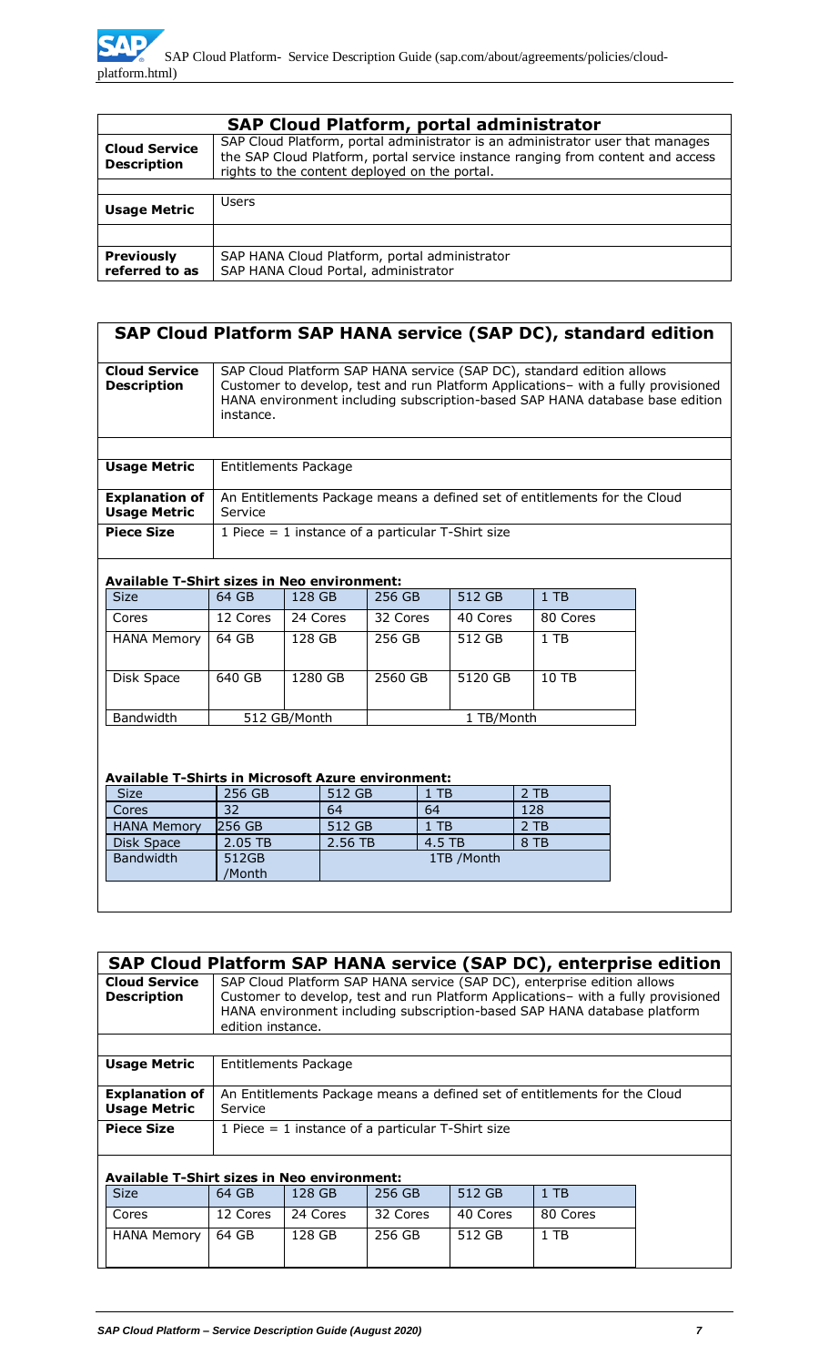## SAP Cloud Platform, portal administrator

| | |
|---|---|
| **Cloud Service Description** | SAP Cloud Platform, portal administrator is an administrator user that manages the SAP Cloud Platform, portal service instance ranging from content and access rights to the content deployed on the portal. |
| **Usage Metric** | Users |
| **Previously referred to as** | SAP HANA Cloud Platform, portal administrator<br>SAP HANA Cloud Portal, administrator |

## SAP Cloud Platform SAP HANA service (SAP DC), standard edition

| | |
|---|---|
| **Cloud Service Description** | SAP Cloud Platform SAP HANA service (SAP DC), standard edition allows Customer to develop, test and run Platform Applications– with a fully provisioned HANA environment including subscription-based SAP HANA database base edition instance. |
| **Usage Metric** | Entitlements Package |
| **Explanation of Usage Metric** | An Entitlements Package means a defined set of entitlements for the Cloud Service |
| **Piece Size** | 1 Piece = 1 instance of a particular T-Shirt size |

**Available T-Shirt sizes in Neo environment:**

| Size | 64 GB | 128 GB | 256 GB | 512 GB | 1 TB |
|---|---|---|---|---|---|
| Cores | 12 Cores | 24 Cores | 32 Cores | 40 Cores | 80 Cores |
| HANA Memory | 64 GB | 128 GB | 256 GB | 512 GB | 1 TB |
| Disk Space | 640 GB | 1280 GB | 2560 GB | 5120 GB | 10 TB |
| Bandwidth | 512 GB/Month | | 1 TB/Month | | |

**Available T-Shirts in Microsoft Azure environment:**

| Size | 256 GB | 512 GB | 1 TB | 2 TB |
|---|---|---|---|---|
| Cores | 32 | 64 | 64 | 128 |
| HANA Memory | 256 GB | 512 GB | 1 TB | 2 TB |
| Disk Space | 2.05 TB | 2.56 TB | 4.5 TB | 8 TB |
| Bandwidth | 512GB /Month | 1TB /Month | | |

## SAP Cloud Platform SAP HANA service (SAP DC), enterprise edition

| | |
|---|---|
| **Cloud Service Description** | SAP Cloud Platform SAP HANA service (SAP DC), enterprise edition allows Customer to develop, test and run Platform Applications– with a fully provisioned HANA environment including subscription-based SAP HANA database platform edition instance. |
| **Usage Metric** | Entitlements Package |
| **Explanation of Usage Metric** | An Entitlements Package means a defined set of entitlements for the Cloud Service |
| **Piece Size** | 1 Piece = 1 instance of a particular T-Shirt size |

**Available T-Shirt sizes in Neo environment:**

| Size | 64 GB | 128 GB | 256 GB | 512 GB | 1 TB |
|---|---|---|---|---|---|
| Cores | 12 Cores | 24 Cores | 32 Cores | 40 Cores | 80 Cores |
| HANA Memory | 64 GB | 128 GB | 256 GB | 512 GB | 1 TB |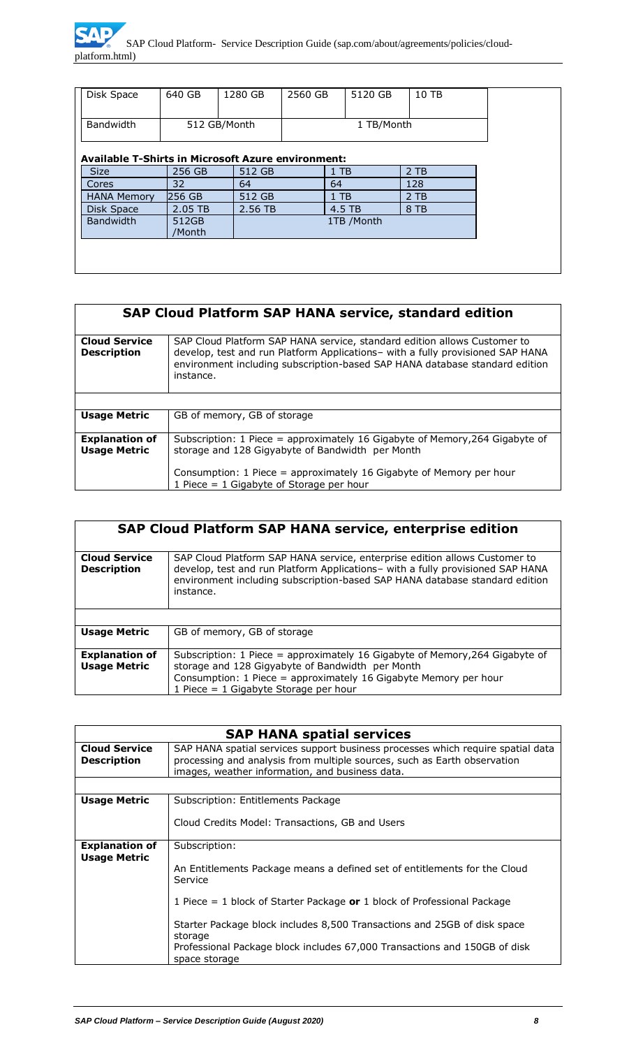| Disk Space | 640 GB | 1280 GB | 2560 GB | 5120 GB | 10 TB |
|---|---|---|---|---|---|
| Bandwidth | 512 GB/Month | | 1 TB/Month | | |

**Available T-Shirts in Microsoft Azure environment:**

| Size | 256 GB | 512 GB | 1 TB | 2 TB |
|---|---|---|---|---|
| Cores | 32 | 64 | 64 | 128 |
| HANA Memory | 256 GB | 512 GB | 1 TB | 2 TB |
| Disk Space | 2.05 TB | 2.56 TB | 4.5 TB | 8 TB |
| Bandwidth | 512GB /Month | 1TB /Month | | |

| SAP Cloud Platform SAP HANA service, standard edition | |
|---|---|
| **Cloud Service Description** | SAP Cloud Platform SAP HANA service, standard edition allows Customer to develop, test and run Platform Applications– with a fully provisioned SAP HANA environment including subscription-based SAP HANA database standard edition instance. |
| | |
| **Usage Metric** | GB of memory, GB of storage |
| **Explanation of Usage Metric** | Subscription: 1 Piece = approximately 16 Gigabyte of Memory,264 Gigabyte of storage and 128 Gigyabyte of Bandwidth per Month<br><br>Consumption: 1 Piece = approximately 16 Gigabyte of Memory per hour<br>1 Piece = 1 Gigabyte of Storage per hour |

| SAP Cloud Platform SAP HANA service, enterprise edition | |
|---|---|
| **Cloud Service Description** | SAP Cloud Platform SAP HANA service, enterprise edition allows Customer to develop, test and run Platform Applications– with a fully provisioned SAP HANA environment including subscription-based SAP HANA database standard edition instance. |
| | |
| **Usage Metric** | GB of memory, GB of storage |
| **Explanation of Usage Metric** | Subscription: 1 Piece = approximately 16 Gigabyte of Memory,264 Gigabyte of storage and 128 Gigyabyte of Bandwidth per Month<br>Consumption: 1 Piece = approximately 16 Gigabyte Memory per hour<br>1 Piece = 1 Gigabyte Storage per hour |

| SAP HANA spatial services | |
|---|---|
| **Cloud Service Description** | SAP HANA spatial services support business processes which require spatial data processing and analysis from multiple sources, such as Earth observation images, weather information, and business data. |
| | |
| **Usage Metric** | Subscription: Entitlements Package<br><br>Cloud Credits Model: Transactions, GB and Users |
| **Explanation of Usage Metric** | Subscription:<br><br>An Entitlements Package means a defined set of entitlements for the Cloud Service<br><br>1 Piece = 1 block of Starter Package **or** 1 block of Professional Package<br><br>Starter Package block includes 8,500 Transactions and 25GB of disk space storage<br>Professional Package block includes 67,000 Transactions and 150GB of disk space storage |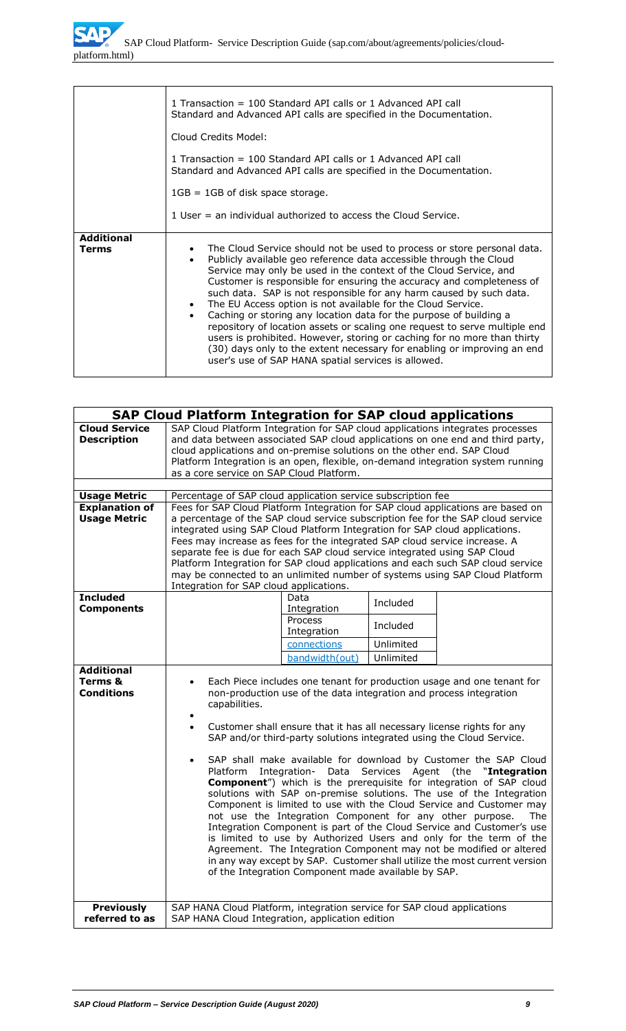| | |
|---|---|
| | 1 Transaction = 100 Standard API calls or 1 Advanced API call<br>Standard and Advanced API calls are specified in the Documentation.<br><br>Cloud Credits Model:<br><br>1 Transaction = 100 Standard API calls or 1 Advanced API call<br>Standard and Advanced API calls are specified in the Documentation.<br><br>1GB = 1GB of disk space storage.<br><br>1 User = an individual authorized to access the Cloud Service. |
| **Additional Terms** | • The Cloud Service should not be used to process or store personal data.<br>• Publicly available geo reference data accessible through the Cloud Service may only be used in the context of the Cloud Service, and Customer is responsible for ensuring the accuracy and completeness of such data. SAP is not responsible for any harm caused by such data.<br>• The EU Access option is not available for the Cloud Service.<br>• Caching or storing any location data for the purpose of building a repository of location assets or scaling one request to serve multiple end users is prohibited. However, storing or caching for no more than thirty (30) days only to the extent necessary for enabling or improving an end user's use of SAP HANA spatial services is allowed. |

## SAP Cloud Platform Integration for SAP cloud applications

| | |
|---|---|
| **Cloud Service Description** | SAP Cloud Platform Integration for SAP cloud applications integrates processes and data between associated SAP cloud applications on one end and third party, cloud applications and on-premise solutions on the other end. SAP Cloud Platform Integration is an open, flexible, on-demand integration system running as a core service on SAP Cloud Platform. |
| **Usage Metric** | Percentage of SAP cloud application service subscription fee |
| **Explanation of Usage Metric** | Fees for SAP Cloud Platform Integration for SAP cloud applications are based on a percentage of the SAP cloud service subscription fee for the SAP cloud service integrated using SAP Cloud Platform Integration for SAP cloud applications. Fees may increase as fees for the integrated SAP cloud service increase. A separate fee is due for each SAP cloud service integrated using SAP Cloud Platform Integration for SAP cloud applications and each such SAP cloud service may be connected to an unlimited number of systems using SAP Cloud Platform Integration for SAP cloud applications. |
| **Included Components** | Data Integration: Included<br>Process Integration: Included<br>connections: Unlimited<br>bandwidth(out): Unlimited |
| **Additional Terms & Conditions** | • Each Piece includes one tenant for production usage and one tenant for non-production use of the data integration and process integration capabilities.<br>• Customer shall ensure that it has all necessary license rights for any SAP and/or third-party solutions integrated using the Cloud Service.<br>• SAP shall make available for download by Customer the SAP Cloud Platform Integration- Data Services Agent (the "**Integration Component**") which is the prerequisite for integration of SAP cloud solutions with SAP on-premise solutions. The use of the Integration Component is limited to use with the Cloud Service and Customer may not use the Integration Component for any other purpose. The Integration Component is part of the Cloud Service and Customer's use is limited to use by Authorized Users and only for the term of the Agreement. The Integration Component may not be modified or altered in any way except by SAP. Customer shall utilize the most current version of the Integration Component made available by SAP. |
| **Previously referred to as** | SAP HANA Cloud Platform, integration service for SAP cloud applications<br>SAP HANA Cloud Integration, application edition |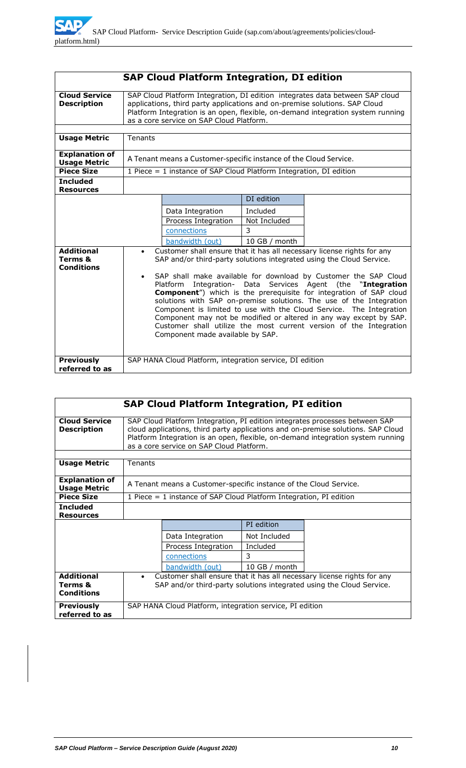## SAP Cloud Platform Integration, DI edition

| | |
|---|---|
| **Cloud Service Description** | SAP Cloud Platform Integration, DI edition integrates data between SAP cloud applications, third party applications and on-premise solutions. SAP Cloud Platform Integration is an open, flexible, on-demand integration system running as a core service on SAP Cloud Platform. |
| **Usage Metric** | Tenants |
| **Explanation of Usage Metric** | A Tenant means a Customer-specific instance of the Cloud Service. |
| **Piece Size** | 1 Piece = 1 instance of SAP Cloud Platform Integration, DI edition |
| **Included Resources** | |

| | DI edition |
|---|---|
| Data Integration | Included |
| Process Integration | Not Included |
| connections | 3 |
| bandwidth (out) | 10 GB / month |

| | |
|---|---|
| **Additional Terms & Conditions** | • Customer shall ensure that it has all necessary license rights for any SAP and/or third-party solutions integrated using the Cloud Service.<br>• SAP shall make available for download by Customer the SAP Cloud Platform Integration- Data Services Agent (the "**Integration Component**") which is the prerequisite for integration of SAP cloud solutions with SAP on-premise solutions. The use of the Integration Component is limited to use with the Cloud Service. The Integration Component may not be modified or altered in any way except by SAP. Customer shall utilize the most current version of the Integration Component made available by SAP. |
| **Previously referred to as** | SAP HANA Cloud Platform, integration service, DI edition |

## SAP Cloud Platform Integration, PI edition

| | |
|---|---|
| **Cloud Service Description** | SAP Cloud Platform Integration, PI edition integrates processes between SAP cloud applications, third party applications and on-premise solutions. SAP Cloud Platform Integration is an open, flexible, on-demand integration system running as a core service on SAP Cloud Platform. |
| **Usage Metric** | Tenants |
| **Explanation of Usage Metric** | A Tenant means a Customer-specific instance of the Cloud Service. |
| **Piece Size** | 1 Piece = 1 instance of SAP Cloud Platform Integration, PI edition |
| **Included Resources** | |

| | PI edition |
|---|---|
| Data Integration | Not Included |
| Process Integration | Included |
| connections | 3 |
| bandwidth (out) | 10 GB / month |

| | |
|---|---|
| **Additional Terms & Conditions** | • Customer shall ensure that it has all necessary license rights for any SAP and/or third-party solutions integrated using the Cloud Service. |
| **Previously referred to as** | SAP HANA Cloud Platform, integration service, PI edition |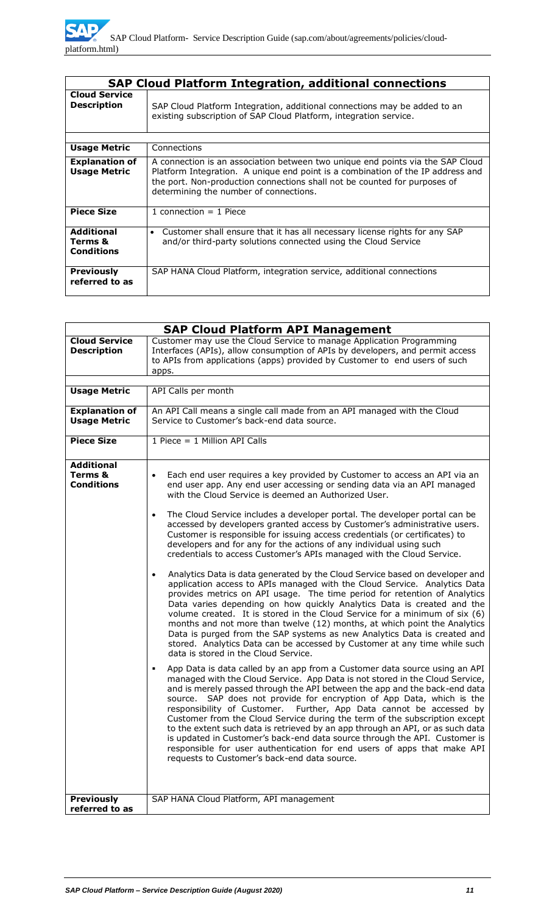| SAP Cloud Platform Integration, additional connections | |
|---|---|
| **Cloud Service Description** | SAP Cloud Platform Integration, additional connections may be added to an existing subscription of SAP Cloud Platform, integration service. |
| **Usage Metric** | Connections |
| **Explanation of Usage Metric** | A connection is an association between two unique end points via the SAP Cloud Platform Integration. A unique end point is a combination of the IP address and the port. Non-production connections shall not be counted for purposes of determining the number of connections. |
| **Piece Size** | 1 connection = 1 Piece |
| **Additional Terms & Conditions** | • Customer shall ensure that it has all necessary license rights for any SAP and/or third-party solutions connected using the Cloud Service |
| **Previously referred to as** | SAP HANA Cloud Platform, integration service, additional connections |

| SAP Cloud Platform API Management | |
|---|---|
| **Cloud Service Description** | Customer may use the Cloud Service to manage Application Programming Interfaces (APIs), allow consumption of APIs by developers, and permit access to APIs from applications (apps) provided by Customer to end users of such apps. |
| **Usage Metric** | API Calls per month |
| **Explanation of Usage Metric** | An API Call means a single call made from an API managed with the Cloud Service to Customer's back-end data source. |
| **Piece Size** | 1 Piece = 1 Million API Calls |
| **Additional Terms & Conditions** | • Each end user requires a key provided by Customer to access an API via an end user app. Any end user accessing or sending data via an API managed with the Cloud Service is deemed an Authorized User.<br><br>• The Cloud Service includes a developer portal. The developer portal can be accessed by developers granted access by Customer's administrative users. Customer is responsible for issuing access credentials (or certificates) to developers and for any for the actions of any individual using such credentials to access Customer's APIs managed with the Cloud Service.<br><br>• Analytics Data is data generated by the Cloud Service based on developer and application access to APIs managed with the Cloud Service. Analytics Data provides metrics on API usage. The time period for retention of Analytics Data varies depending on how quickly Analytics Data is created and the volume created. It is stored in the Cloud Service for a minimum of six (6) months and not more than twelve (12) months, at which point the Analytics Data is purged from the SAP systems as new Analytics Data is created and stored. Analytics Data can be accessed by Customer at any time while such data is stored in the Cloud Service.<br><br>▪ App Data is data called by an app from a Customer data source using an API managed with the Cloud Service. App Data is not stored in the Cloud Service, and is merely passed through the API between the app and the back-end data source. SAP does not provide for encryption of App Data, which is the responsibility of Customer. Further, App Data cannot be accessed by Customer from the Cloud Service during the term of the subscription except to the extent such data is retrieved by an app through an API, or as such data is updated in Customer's back-end data source through the API. Customer is responsible for user authentication for end users of apps that make API requests to Customer's back-end data source. |
| **Previously referred to as** | SAP HANA Cloud Platform, API management |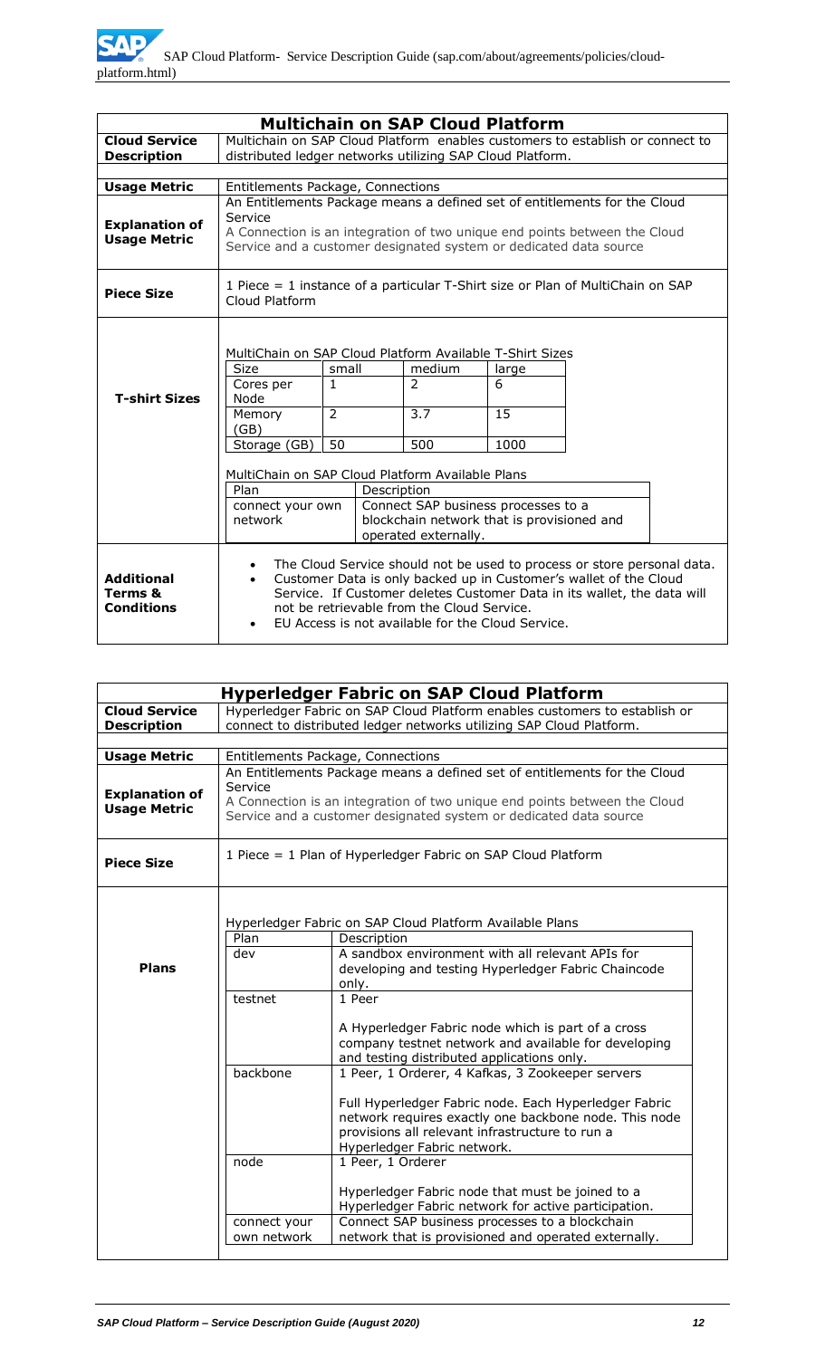## Multichain on SAP Cloud Platform

| | |
|---|---|
| **Cloud Service Description** | Multichain on SAP Cloud Platform enables customers to establish or connect to distributed ledger networks utilizing SAP Cloud Platform. |
| **Usage Metric** | Entitlements Package, Connections |
| **Explanation of Usage Metric** | An Entitlements Package means a defined set of entitlements for the Cloud Service<br>A Connection is an integration of two unique end points between the Cloud Service and a customer designated system or dedicated data source |
| **Piece Size** | 1 Piece = 1 instance of a particular T-Shirt size or Plan of MultiChain on SAP Cloud Platform |
| **T-shirt Sizes** | MultiChain on SAP Cloud Platform Available T-Shirt Sizes (see table below)<br>MultiChain on SAP Cloud Platform Available Plans (see table below) |
| **Additional Terms & Conditions** | • The Cloud Service should not be used to process or store personal data.<br>• Customer Data is only backed up in Customer's wallet of the Cloud Service. If Customer deletes Customer Data in its wallet, the data will not be retrievable from the Cloud Service.<br>• EU Access is not available for the Cloud Service. |

MultiChain on SAP Cloud Platform Available T-Shirt Sizes

| Size | small | medium | large |
|---|---|---|---|
| Cores per Node | 1 | 2 | 6 |
| Memory (GB) | 2 | 3.7 | 15 |
| Storage (GB) | 50 | 500 | 1000 |

MultiChain on SAP Cloud Platform Available Plans

| Plan | Description |
|---|---|
| connect your own network | Connect SAP business processes to a blockchain network that is provisioned and operated externally. |

## Hyperledger Fabric on SAP Cloud Platform

| | |
|---|---|
| **Cloud Service Description** | Hyperledger Fabric on SAP Cloud Platform enables customers to establish or connect to distributed ledger networks utilizing SAP Cloud Platform. |
| **Usage Metric** | Entitlements Package, Connections |
| **Explanation of Usage Metric** | An Entitlements Package means a defined set of entitlements for the Cloud Service<br>A Connection is an integration of two unique end points between the Cloud Service and a customer designated system or dedicated data source |
| **Piece Size** | 1 Piece = 1 Plan of Hyperledger Fabric on SAP Cloud Platform |
| **Plans** | Hyperledger Fabric on SAP Cloud Platform Available Plans (see table below) |

Hyperledger Fabric on SAP Cloud Platform Available Plans

| Plan | Description |
|---|---|
| dev | A sandbox environment with all relevant APIs for developing and testing Hyperledger Fabric Chaincode only. |
| testnet | 1 Peer<br><br>A Hyperledger Fabric node which is part of a cross company testnet network and available for developing and testing distributed applications only. |
| backbone | 1 Peer, 1 Orderer, 4 Kafkas, 3 Zookeeper servers<br><br>Full Hyperledger Fabric node. Each Hyperledger Fabric network requires exactly one backbone node. This node provisions all relevant infrastructure to run a Hyperledger Fabric network. |
| node | 1 Peer, 1 Orderer<br><br>Hyperledger Fabric node that must be joined to a Hyperledger Fabric network for active participation. |
| connect your own network | Connect SAP business processes to a blockchain network that is provisioned and operated externally. |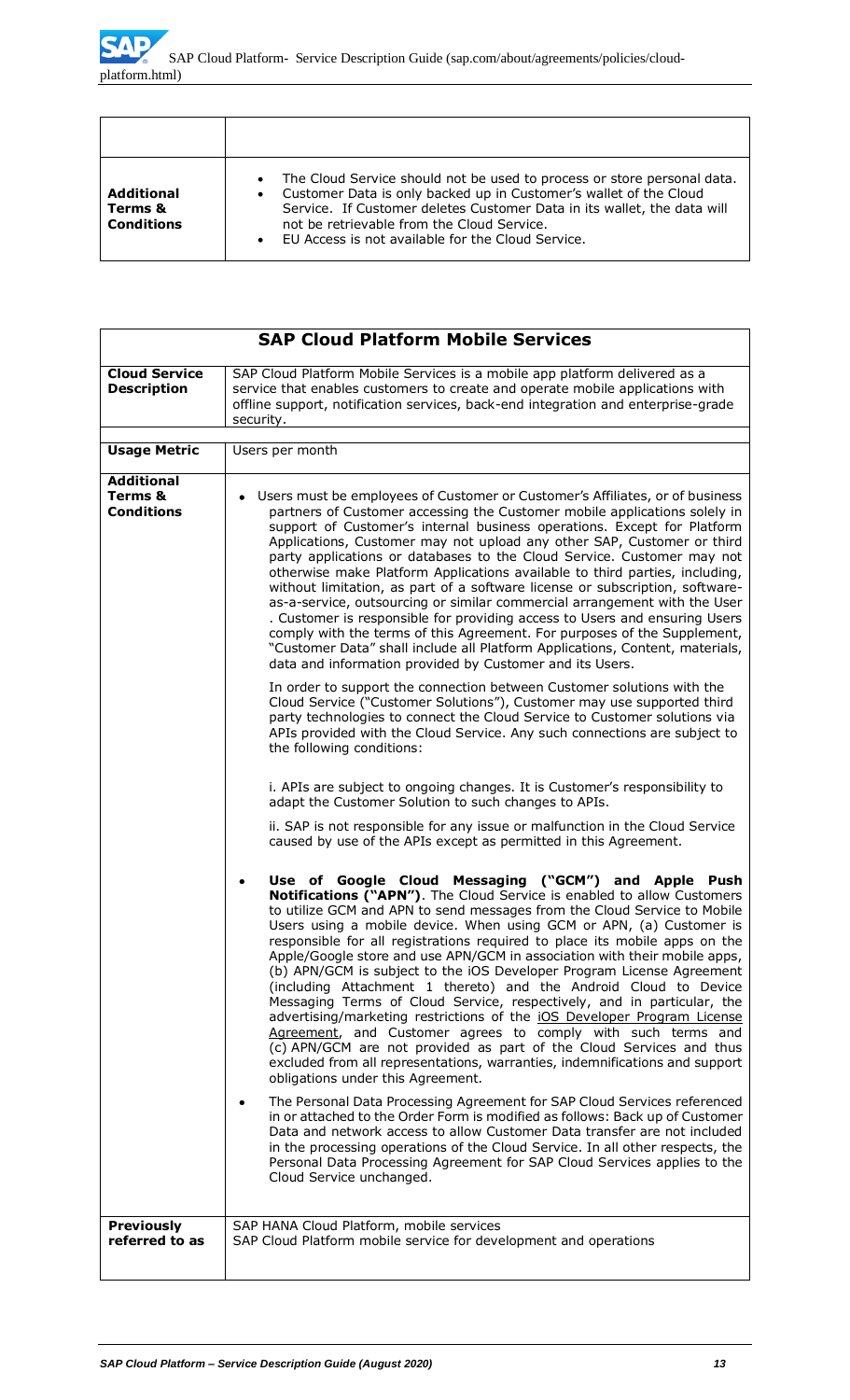| | |
|---|---|
| | |
| **Additional Terms & Conditions** | • The Cloud Service should not be used to process or store personal data.<br>• Customer Data is only backed up in Customer's wallet of the Cloud Service. If Customer deletes Customer Data in its wallet, the data will not be retrievable from the Cloud Service.<br>• EU Access is not available for the Cloud Service. |

| **SAP Cloud Platform Mobile Services** | |
|---|---|
| **Cloud Service Description** | SAP Cloud Platform Mobile Services is a mobile app platform delivered as a service that enables customers to create and operate mobile applications with offline support, notification services, back-end integration and enterprise-grade security. |
| **Usage Metric** | Users per month |
| **Additional Terms & Conditions** | • Users must be employees of Customer or Customer's Affiliates, or of business partners of Customer accessing the Customer mobile applications solely in support of Customer's internal business operations. Except for Platform Applications, Customer may not upload any other SAP, Customer or third party applications or databases to the Cloud Service. Customer may not otherwise make Platform Applications available to third parties, including, without limitation, as part of a software license or subscription, software-as-a-service, outsourcing or similar commercial arrangement with the User . Customer is responsible for providing access to Users and ensuring Users comply with the terms of this Agreement. For purposes of the Supplement, "Customer Data" shall include all Platform Applications, Content, materials, data and information provided by Customer and its Users.<br><br>In order to support the connection between Customer solutions with the Cloud Service ("Customer Solutions"), Customer may use supported third party technologies to connect the Cloud Service to Customer solutions via APIs provided with the Cloud Service. Any such connections are subject to the following conditions:<br><br>i. APIs are subject to ongoing changes. It is Customer's responsibility to adapt the Customer Solution to such changes to APIs.<br><br>ii. SAP is not responsible for any issue or malfunction in the Cloud Service caused by use of the APIs except as permitted in this Agreement.<br><br>• **Use of Google Cloud Messaging ("GCM") and Apple Push Notifications ("APN")**. The Cloud Service is enabled to allow Customers to utilize GCM and APN to send messages from the Cloud Service to Mobile Users using a mobile device. When using GCM or APN, (a) Customer is responsible for all registrations required to place its mobile apps on the Apple/Google store and use APN/GCM in association with their mobile apps, (b) APN/GCM is subject to the iOS Developer Program License Agreement (including Attachment 1 thereto) and the Android Cloud to Device Messaging Terms of Cloud Service, respectively, and in particular, the advertising/marketing restrictions of the iOS Developer Program License Agreement, and Customer agrees to comply with such terms and (c) APN/GCM are not provided as part of the Cloud Services and thus excluded from all representations, warranties, indemnifications and support obligations under this Agreement.<br><br>• The Personal Data Processing Agreement for SAP Cloud Services referenced in or attached to the Order Form is modified as follows: Back up of Customer Data and network access to allow Customer Data transfer are not included in the processing operations of the Cloud Service. In all other respects, the Personal Data Processing Agreement for SAP Cloud Services applies to the Cloud Service unchanged. |
| **Previously referred to as** | SAP HANA Cloud Platform, mobile services<br>SAP Cloud Platform mobile service for development and operations |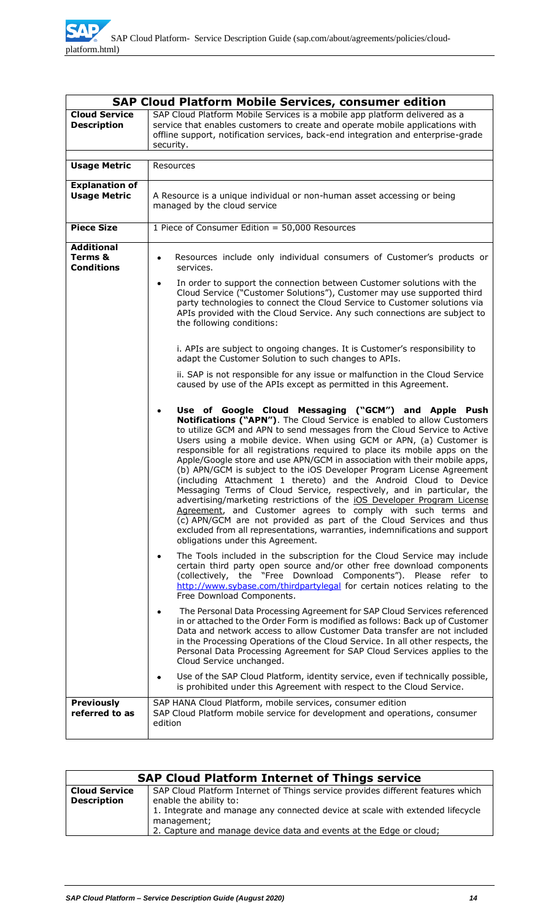| SAP Cloud Platform Mobile Services, consumer edition | |
|---|---|
| **Cloud Service Description** | SAP Cloud Platform Mobile Services is a mobile app platform delivered as a service that enables customers to create and operate mobile applications with offline support, notification services, back-end integration and enterprise-grade security. |
| **Usage Metric** | Resources |
| **Explanation of Usage Metric** | A Resource is a unique individual or non-human asset accessing or being managed by the cloud service |
| **Piece Size** | 1 Piece of Consumer Edition = 50,000 Resources |
| **Additional Terms & Conditions** | • Resources include only individual consumers of Customer's products or services.<br>• In order to support the connection between Customer solutions with the Cloud Service ("Customer Solutions"), Customer may use supported third party technologies to connect the Cloud Service to Customer solutions via APIs provided with the Cloud Service. Any such connections are subject to the following conditions:<br>i. APIs are subject to ongoing changes. It is Customer's responsibility to adapt the Customer Solution to such changes to APIs.<br>ii. SAP is not responsible for any issue or malfunction in the Cloud Service caused by use of the APIs except as permitted in this Agreement.<br>• **Use of Google Cloud Messaging ("GCM") and Apple Push Notifications ("APN")**. The Cloud Service is enabled to allow Customers to utilize GCM and APN to send messages from the Cloud Service to Active Users using a mobile device. When using GCM or APN, (a) Customer is responsible for all registrations required to place its mobile apps on the Apple/Google store and use APN/GCM in association with their mobile apps, (b) APN/GCM is subject to the iOS Developer Program License Agreement (including Attachment 1 thereto) and the Android Cloud to Device Messaging Terms of Cloud Service, respectively, and in particular, the advertising/marketing restrictions of the iOS Developer Program License Agreement, and Customer agrees to comply with such terms and (c) APN/GCM are not provided as part of the Cloud Services and thus excluded from all representations, warranties, indemnifications and support obligations under this Agreement.<br>• The Tools included in the subscription for the Cloud Service may include certain third party open source and/or other free download components (collectively, the "Free Download Components"). Please refer to http://www.sybase.com/thirdpartylegal for certain notices relating to the Free Download Components.<br>• The Personal Data Processing Agreement for SAP Cloud Services referenced in or attached to the Order Form is modified as follows: Back up of Customer Data and network access to allow Customer Data transfer are not included in the Processing Operations of the Cloud Service. In all other respects, the Personal Data Processing Agreement for SAP Cloud Services applies to the Cloud Service unchanged.<br>• Use of the SAP Cloud Platform, identity service, even if technically possible, is prohibited under this Agreement with respect to the Cloud Service. |
| **Previously referred to as** | SAP HANA Cloud Platform, mobile services, consumer edition<br>SAP Cloud Platform mobile service for development and operations, consumer edition |

| SAP Cloud Platform Internet of Things service | |
|---|---|
| **Cloud Service Description** | SAP Cloud Platform Internet of Things service provides different features which enable the ability to:<br>1. Integrate and manage any connected device at scale with extended lifecycle management;<br>2. Capture and manage device data and events at the Edge or cloud; |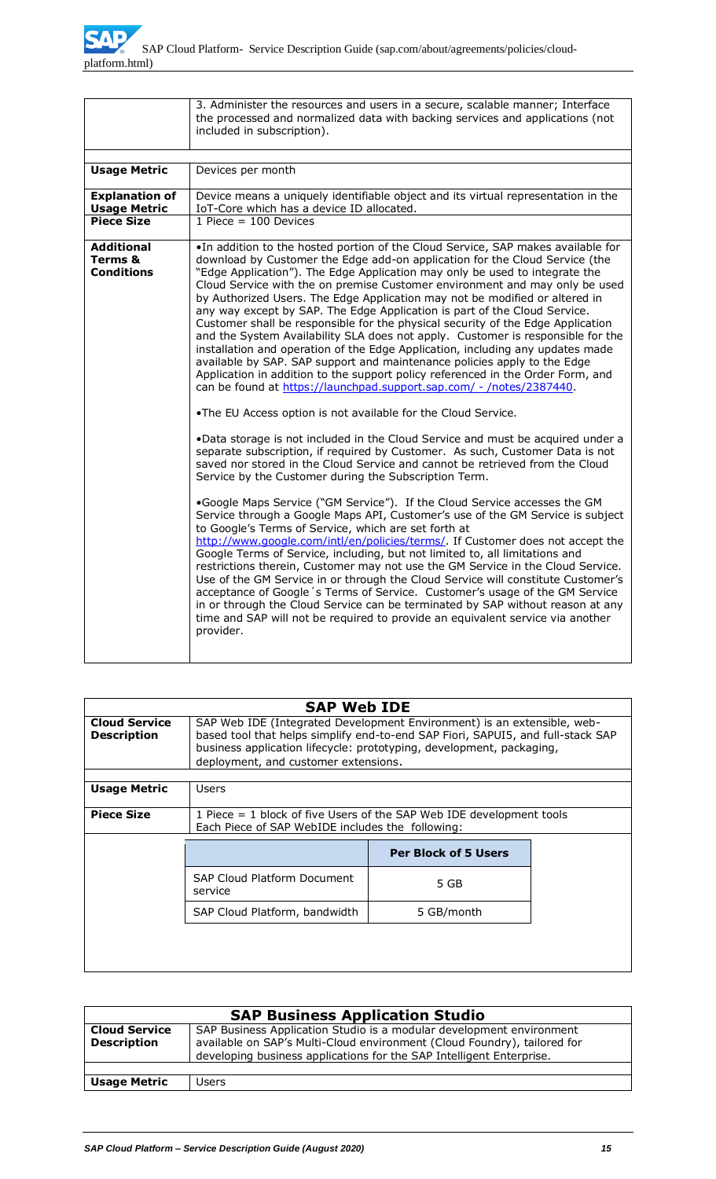| | |
|---|---|
| | 3. Administer the resources and users in a secure, scalable manner; Interface the processed and normalized data with backing services and applications (not included in subscription). |
| **Usage Metric** | Devices per month |
| **Explanation of Usage Metric** | Device means a uniquely identifiable object and its virtual representation in the IoT-Core which has a device ID allocated. |
| **Piece Size** | 1 Piece = 100 Devices |
| **Additional Terms & Conditions** | •In addition to the hosted portion of the Cloud Service, SAP makes available for download by Customer the Edge add-on application for the Cloud Service (the "Edge Application"). The Edge Application may only be used to integrate the Cloud Service with the on premise Customer environment and may only be used by Authorized Users. The Edge Application may not be modified or altered in any way except by SAP. The Edge Application is part of the Cloud Service. Customer shall be responsible for the physical security of the Edge Application and the System Availability SLA does not apply. Customer is responsible for the installation and operation of the Edge Application, including any updates made available by SAP. SAP support and maintenance policies apply to the Edge Application in addition to the support policy referenced in the Order Form, and can be found at https://launchpad.support.sap.com/ - /notes/2387440.<br><br>•The EU Access option is not available for the Cloud Service.<br><br>•Data storage is not included in the Cloud Service and must be acquired under a separate subscription, if required by Customer. As such, Customer Data is not saved nor stored in the Cloud Service and cannot be retrieved from the Cloud Service by the Customer during the Subscription Term.<br><br>•Google Maps Service ("GM Service"). If the Cloud Service accesses the GM Service through a Google Maps API, Customer's use of the GM Service is subject to Google's Terms of Service, which are set forth at http://www.google.com/intl/en/policies/terms/. If Customer does not accept the Google Terms of Service, including, but not limited to, all limitations and restrictions therein, Customer may not use the GM Service in the Cloud Service. Use of the GM Service in or through the Cloud Service will constitute Customer's acceptance of Google´s Terms of Service. Customer's usage of the GM Service in or through the Cloud Service can be terminated by SAP without reason at any time and SAP will not be required to provide an equivalent service via another provider. |

## SAP Web IDE

| | |
|---|---|
| **Cloud Service Description** | SAP Web IDE (Integrated Development Environment) is an extensible, web-based tool that helps simplify end-to-end SAP Fiori, SAPUI5, and full-stack SAP business application lifecycle: prototyping, development, packaging, deployment, and customer extensions. |
| **Usage Metric** | Users |
| **Piece Size** | 1 Piece = 1 block of five Users of the SAP Web IDE development tools<br>Each Piece of SAP WebIDE includes the following: |

| | Per Block of 5 Users |
|---|---|
| SAP Cloud Platform Document service | 5 GB |
| SAP Cloud Platform, bandwidth | 5 GB/month |

## SAP Business Application Studio

| | |
|---|---|
| **Cloud Service Description** | SAP Business Application Studio is a modular development environment available on SAP's Multi-Cloud environment (Cloud Foundry), tailored for developing business applications for the SAP Intelligent Enterprise. |
| **Usage Metric** | Users |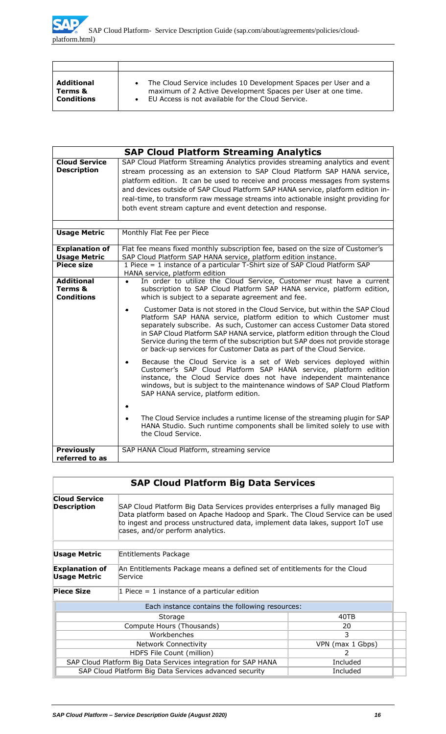| | |
|---|---|
| **Additional Terms & Conditions** | • The Cloud Service includes 10 Development Spaces per User and a maximum of 2 Active Development Spaces per User at one time.<br>• EU Access is not available for the Cloud Service. |

| **SAP Cloud Platform Streaming Analytics** | |
|---|---|
| **Cloud Service Description** | SAP Cloud Platform Streaming Analytics provides streaming analytics and event stream processing as an extension to SAP Cloud Platform SAP HANA service, platform edition. It can be used to receive and process messages from systems and devices outside of SAP Cloud Platform SAP HANA service, platform edition in-real-time, to transform raw message streams into actionable insight providing for both event stream capture and event detection and response. |
| **Usage Metric** | Monthly Flat Fee per Piece |
| **Explanation of Usage Metric** | Flat fee means fixed monthly subscription fee, based on the size of Customer's SAP Cloud Platform SAP HANA service, platform edition instance. |
| **Piece size** | 1 Piece = 1 instance of a particular T-Shirt size of SAP Cloud Platform SAP HANA service, platform edition |
| **Additional Terms & Conditions** | • In order to utilize the Cloud Service, Customer must have a current subscription to SAP Cloud Platform SAP HANA service, platform edition, which is subject to a separate agreement and fee.<br>• Customer Data is not stored in the Cloud Service, but within the SAP Cloud Platform SAP HANA service, platform edition to which Customer must separately subscribe. As such, Customer can access Customer Data stored in SAP Cloud Platform SAP HANA service, platform edition through the Cloud Service during the term of the subscription but SAP does not provide storage or back-up services for Customer Data as part of the Cloud Service.<br>• Because the Cloud Service is a set of Web services deployed within Customer's SAP Cloud Platform SAP HANA service, platform edition instance, the Cloud Service does not have independent maintenance windows, but is subject to the maintenance windows of SAP Cloud Platform SAP HANA service, platform edition.<br>•<br>• The Cloud Service includes a runtime license of the streaming plugin for SAP HANA Studio. Such runtime components shall be limited solely to use with the Cloud Service. |
| **Previously referred to as** | SAP HANA Cloud Platform, streaming service |

| **SAP Cloud Platform Big Data Services** | | |
|---|---|---|
| **Cloud Service Description** | SAP Cloud Platform Big Data Services provides enterprises a fully managed Big Data platform based on Apache Hadoop and Spark. The Cloud Service can be used to ingest and process unstructured data, implement data lakes, support IoT use cases, and/or perform analytics. | |
| **Usage Metric** | Entitlements Package | |
| **Explanation of Usage Metric** | An Entitlements Package means a defined set of entitlements for the Cloud Service | |
| **Piece Size** | 1 Piece = 1 instance of a particular edition | |
| Each instance contains the following resources: | | |
| Storage | | 40TB |
| Compute Hours (Thousands) | | 20 |
| Workbenches | | 3 |
| Network Connectivity | | VPN (max 1 Gbps) |
| HDFS File Count (million) | | 2 |
| SAP Cloud Platform Big Data Services integration for SAP HANA | | Included |
| SAP Cloud Platform Big Data Services advanced security | | Included |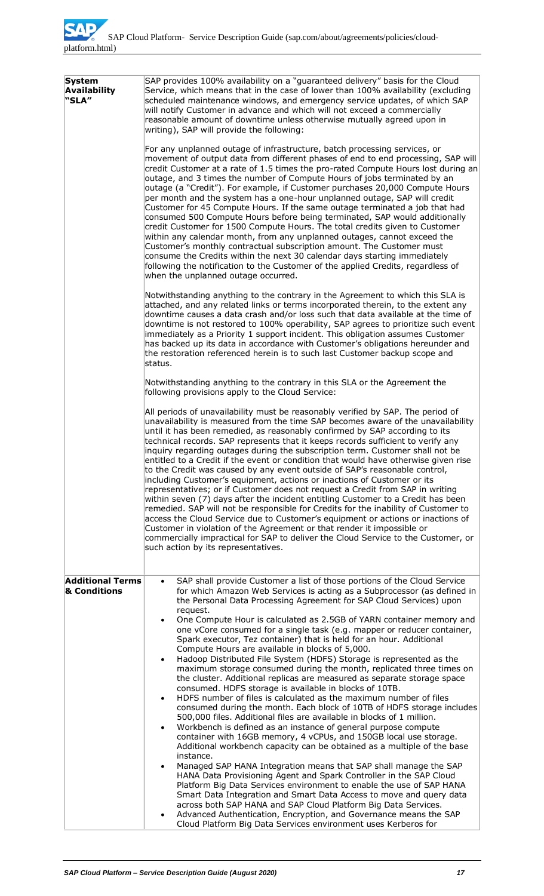| | |
|---|---|
| **System Availability "SLA"** | SAP provides 100% availability on a "guaranteed delivery" basis for the Cloud Service, which means that in the case of lower than 100% availability (excluding scheduled maintenance windows, and emergency service updates, of which SAP will notify Customer in advance and which will not exceed a commercially reasonable amount of downtime unless otherwise mutually agreed upon in writing), SAP will provide the following:<br><br>For any unplanned outage of infrastructure, batch processing services, or movement of output data from different phases of end to end processing, SAP will credit Customer at a rate of 1.5 times the pro-rated Compute Hours lost during an outage, and 3 times the number of Compute Hours of jobs terminated by an outage (a "Credit"). For example, if Customer purchases 20,000 Compute Hours per month and the system has a one-hour unplanned outage, SAP will credit Customer for 45 Compute Hours. If the same outage terminated a job that had consumed 500 Compute Hours before being terminated, SAP would additionally credit Customer for 1500 Compute Hours. The total credits given to Customer within any calendar month, from any unplanned outages, cannot exceed the Customer's monthly contractual subscription amount. The Customer must consume the Credits within the next 30 calendar days starting immediately following the notification to the Customer of the applied Credits, regardless of when the unplanned outage occurred.<br><br>Notwithstanding anything to the contrary in the Agreement to which this SLA is attached, and any related links or terms incorporated therein, to the extent any downtime causes a data crash and/or loss such that data available at the time of downtime is not restored to 100% operability, SAP agrees to prioritize such event immediately as a Priority 1 support incident. This obligation assumes Customer has backed up its data in accordance with Customer's obligations hereunder and the restoration referenced herein is to such last Customer backup scope and status.<br><br>Notwithstanding anything to the contrary in this SLA or the Agreement the following provisions apply to the Cloud Service:<br><br>All periods of unavailability must be reasonably verified by SAP. The period of unavailability is measured from the time SAP becomes aware of the unavailability until it has been remedied, as reasonably confirmed by SAP according to its technical records. SAP represents that it keeps records sufficient to verify any inquiry regarding outages during the subscription term. Customer shall not be entitled to a Credit if the event or condition that would have otherwise given rise to the Credit was caused by any event outside of SAP's reasonable control, including Customer's equipment, actions or inactions of Customer or its representatives; or if Customer does not request a Credit from SAP in writing within seven (7) days after the incident entitling Customer to a Credit has been remedied. SAP will not be responsible for Credits for the inability of Customer to access the Cloud Service due to Customer's equipment or actions or inactions of Customer in violation of the Agreement or that render it impossible or commercially impractical for SAP to deliver the Cloud Service to the Customer, or such action by its representatives. |
| **Additional Terms & Conditions** | • SAP shall provide Customer a list of those portions of the Cloud Service for which Amazon Web Services is acting as a Subprocessor (as defined in the Personal Data Processing Agreement for SAP Cloud Services) upon request.<br>• One Compute Hour is calculated as 2.5GB of YARN container memory and one vCore consumed for a single task (e.g. mapper or reducer container, Spark executor, Tez container) that is held for an hour. Additional Compute Hours are available in blocks of 5,000.<br>• Hadoop Distributed File System (HDFS) Storage is represented as the maximum storage consumed during the month, replicated three times on the cluster. Additional replicas are measured as separate storage space consumed. HDFS storage is available in blocks of 10TB.<br>• HDFS number of files is calculated as the maximum number of files consumed during the month. Each block of 10TB of HDFS storage includes 500,000 files. Additional files are available in blocks of 1 million.<br>• Workbench is defined as an instance of general purpose compute container with 16GB memory, 4 vCPUs, and 150GB local use storage. Additional workbench capacity can be obtained as a multiple of the base instance.<br>• Managed SAP HANA Integration means that SAP shall manage the SAP HANA Data Provisioning Agent and Spark Controller in the SAP Cloud Platform Big Data Services environment to enable the use of SAP HANA Smart Data Integration and Smart Data Access to move and query data across both SAP HANA and SAP Cloud Platform Big Data Services.<br>• Advanced Authentication, Encryption, and Governance means the SAP Cloud Platform Big Data Services environment uses Kerberos for |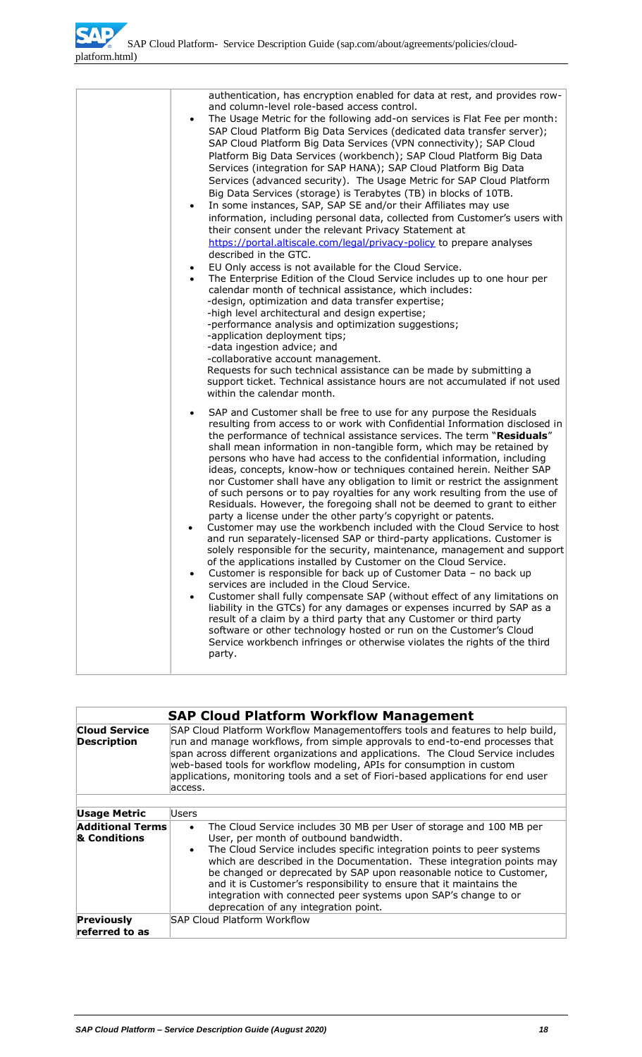| | |
|---|---|
| | authentication, has encryption enabled for data at rest, and provides row- and column-level role-based access control.<br>• The Usage Metric for the following add-on services is Flat Fee per month: SAP Cloud Platform Big Data Services (dedicated data transfer server); SAP Cloud Platform Big Data Services (VPN connectivity); SAP Cloud Platform Big Data Services (workbench); SAP Cloud Platform Big Data Services (integration for SAP HANA); SAP Cloud Platform Big Data Services (advanced security). The Usage Metric for SAP Cloud Platform Big Data Services (storage) is Terabytes (TB) in blocks of 10TB.<br>• In some instances, SAP, SAP SE and/or their Affiliates may use information, including personal data, collected from Customer's users with their consent under the relevant Privacy Statement at https://portal.altiscale.com/legal/privacy-policy to prepare analyses described in the GTC.<br>• EU Only access is not available for the Cloud Service.<br>• The Enterprise Edition of the Cloud Service includes up to one hour per calendar month of technical assistance, which includes:<br>-design, optimization and data transfer expertise;<br>-high level architectural and design expertise;<br>-performance analysis and optimization suggestions;<br>-application deployment tips;<br>-data ingestion advice; and<br>-collaborative account management.<br>Requests for such technical assistance can be made by submitting a support ticket. Technical assistance hours are not accumulated if not used within the calendar month.<br>• SAP and Customer shall be free to use for any purpose the Residuals resulting from access to or work with Confidential Information disclosed in the performance of technical assistance services. The term "**Residuals**" shall mean information in non-tangible form, which may be retained by persons who have had access to the confidential information, including ideas, concepts, know-how or techniques contained herein. Neither SAP nor Customer shall have any obligation to limit or restrict the assignment of such persons or to pay royalties for any work resulting from the use of Residuals. However, the foregoing shall not be deemed to grant to either party a license under the other party's copyright or patents.<br>• Customer may use the workbench included with the Cloud Service to host and run separately-licensed SAP or third-party applications. Customer is solely responsible for the security, maintenance, management and support of the applications installed by Customer on the Cloud Service.<br>• Customer is responsible for back up of Customer Data – no back up services are included in the Cloud Service.<br>• Customer shall fully compensate SAP (without effect of any limitations on liability in the GTCs) for any damages or expenses incurred by SAP as a result of a claim by a third party that any Customer or third party software or other technology hosted or run on the Customer's Cloud Service workbench infringes or otherwise violates the rights of the third party. |

## SAP Cloud Platform Workflow Management

| | |
|---|---|
| **Cloud Service Description** | SAP Cloud Platform Workflow Managementoffers tools and features to help build, run and manage workflows, from simple approvals to end-to-end processes that span across different organizations and applications. The Cloud Service includes web-based tools for workflow modeling, APIs for consumption in custom applications, monitoring tools and a set of Fiori-based applications for end user access. |
| **Usage Metric** | Users |
| **Additional Terms & Conditions** | • The Cloud Service includes 30 MB per User of storage and 100 MB per User, per month of outbound bandwidth.<br>• The Cloud Service includes specific integration points to peer systems which are described in the Documentation. These integration points may be changed or deprecated by SAP upon reasonable notice to Customer, and it is Customer's responsibility to ensure that it maintains the integration with connected peer systems upon SAP's change to or deprecation of any integration point. |
| **Previously referred to as** | SAP Cloud Platform Workflow |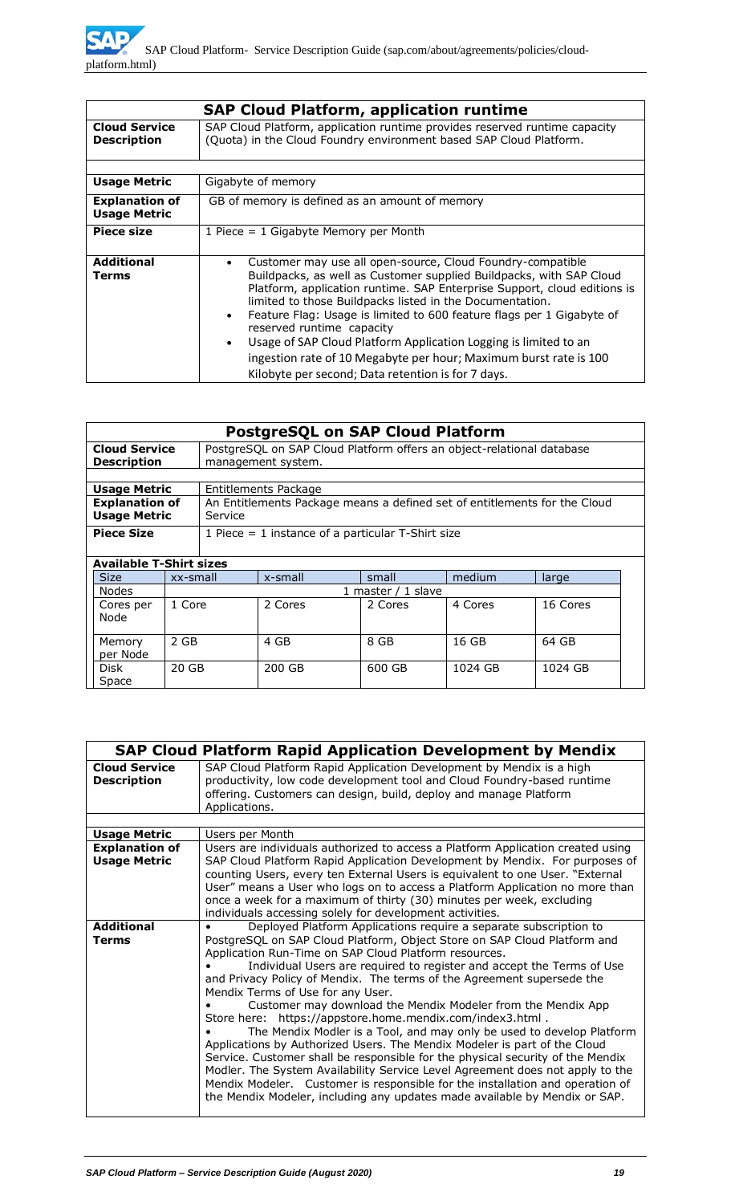| SAP Cloud Platform, application runtime | |
|---|---|
| **Cloud Service Description** | SAP Cloud Platform, application runtime provides reserved runtime capacity (Quota) in the Cloud Foundry environment based SAP Cloud Platform. |
| **Usage Metric** | Gigabyte of memory |
| **Explanation of Usage Metric** | GB of memory is defined as an amount of memory |
| **Piece size** | 1 Piece = 1 Gigabyte Memory per Month |
| **Additional Terms** | • Customer may use all open-source, Cloud Foundry-compatible Buildpacks, as well as Customer supplied Buildpacks, with SAP Cloud Platform, application runtime. SAP Enterprise Support, cloud editions is limited to those Buildpacks listed in the Documentation.<br>• Feature Flag: Usage is limited to 600 feature flags per 1 Gigabyte of reserved runtime capacity<br>• Usage of SAP Cloud Platform Application Logging is limited to an ingestion rate of 10 Megabyte per hour; Maximum burst rate is 100 Kilobyte per second; Data retention is for 7 days. |

| PostgreSQL on SAP Cloud Platform | |
|---|---|
| **Cloud Service Description** | PostgreSQL on SAP Cloud Platform offers an object-relational database management system. |
| **Usage Metric** | Entitlements Package |
| **Explanation of Usage Metric** | An Entitlements Package means a defined set of entitlements for the Cloud Service |
| **Piece Size** | 1 Piece = 1 instance of a particular T-Shirt size |

**Available T-Shirt sizes**

| Size | xx-small | x-small | small | medium | large |
|---|---|---|---|---|---|
| Nodes | 1 master / 1 slave | | | | |
| Cores per Node | 1 Core | 2 Cores | 2 Cores | 4 Cores | 16 Cores |
| Memory per Node | 2 GB | 4 GB | 8 GB | 16 GB | 64 GB |
| Disk Space | 20 GB | 200 GB | 600 GB | 1024 GB | 1024 GB |

| SAP Cloud Platform Rapid Application Development by Mendix | |
|---|---|
| **Cloud Service Description** | SAP Cloud Platform Rapid Application Development by Mendix is a high productivity, low code development tool and Cloud Foundry-based runtime offering. Customers can design, build, deploy and manage Platform Applications. |
| **Usage Metric** | Users per Month |
| **Explanation of Usage Metric** | Users are individuals authorized to access a Platform Application created using SAP Cloud Platform Rapid Application Development by Mendix. For purposes of counting Users, every ten External Users is equivalent to one User. "External User" means a User who logs on to access a Platform Application no more than once a week for a maximum of thirty (30) minutes per week, excluding individuals accessing solely for development activities. |
| **Additional Terms** | • Deployed Platform Applications require a separate subscription to PostgreSQL on SAP Cloud Platform, Object Store on SAP Cloud Platform and Application Run-Time on SAP Cloud Platform resources.<br>• Individual Users are required to register and accept the Terms of Use and Privacy Policy of Mendix. The terms of the Agreement supersede the Mendix Terms of Use for any User.<br>• Customer may download the Mendix Modeler from the Mendix App Store here: https://appstore.home.mendix.com/index3.html .<br>• The Mendix Modler is a Tool, and may only be used to develop Platform Applications by Authorized Users. The Mendix Modeler is part of the Cloud Service. Customer shall be responsible for the physical security of the Mendix Modler. The System Availability Service Level Agreement does not apply to the Mendix Modeler. Customer is responsible for the installation and operation of the Mendix Modeler, including any updates made available by Mendix or SAP. |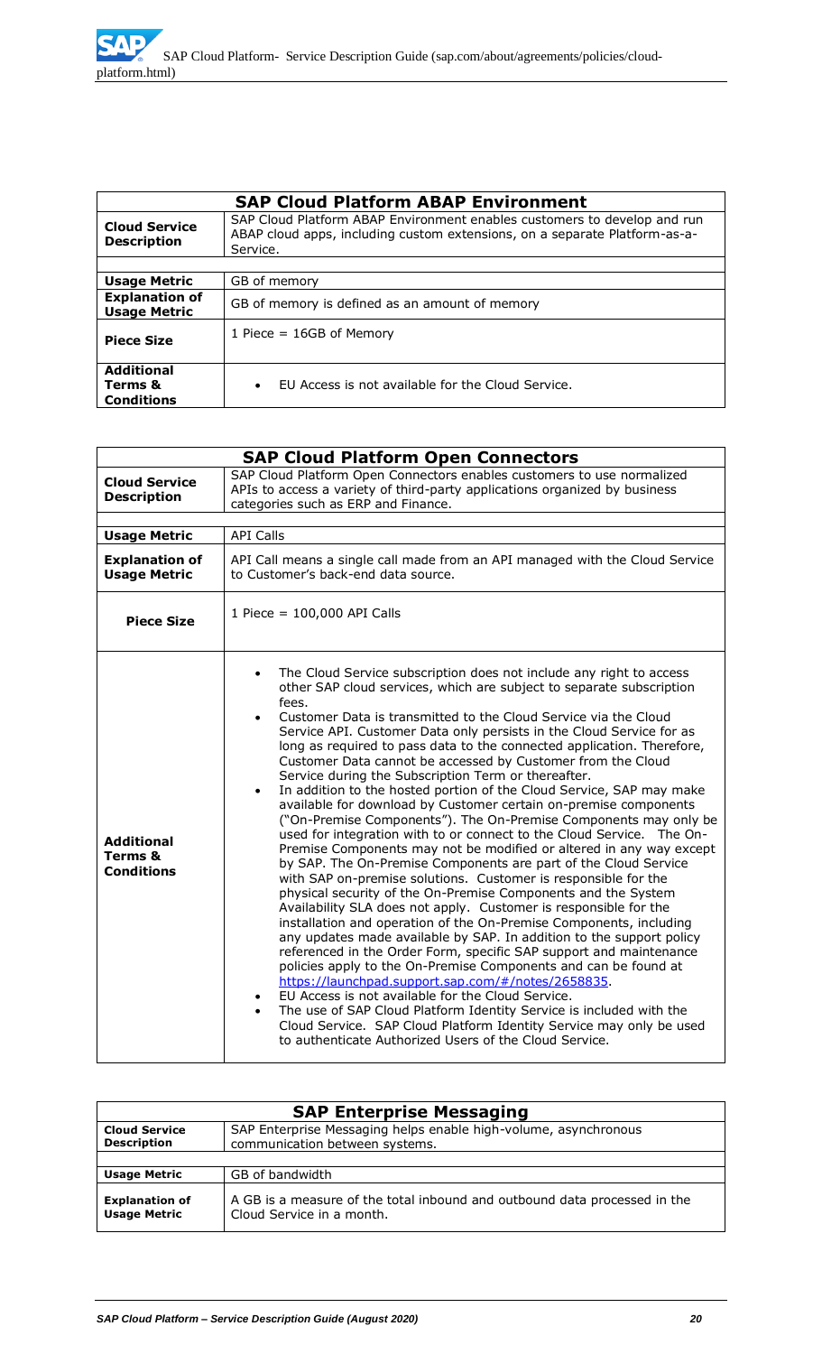| SAP Cloud Platform ABAP Environment | |
|---|---|
| **Cloud Service Description** | SAP Cloud Platform ABAP Environment enables customers to develop and run ABAP cloud apps, including custom extensions, on a separate Platform-as-a-Service. |
| | |
| **Usage Metric** | GB of memory |
| **Explanation of Usage Metric** | GB of memory is defined as an amount of memory |
| **Piece Size** | 1 Piece = 16GB of Memory |
| **Additional Terms & Conditions** | • EU Access is not available for the Cloud Service. |

| SAP Cloud Platform Open Connectors | |
|---|---|
| **Cloud Service Description** | SAP Cloud Platform Open Connectors enables customers to use normalized APIs to access a variety of third-party applications organized by business categories such as ERP and Finance. |
| | |
| **Usage Metric** | API Calls |
| **Explanation of Usage Metric** | API Call means a single call made from an API managed with the Cloud Service to Customer's back-end data source. |
| **Piece Size** | 1 Piece = 100,000 API Calls |
| **Additional Terms & Conditions** | • The Cloud Service subscription does not include any right to access other SAP cloud services, which are subject to separate subscription fees.<br>• Customer Data is transmitted to the Cloud Service via the Cloud Service API. Customer Data only persists in the Cloud Service for as long as required to pass data to the connected application. Therefore, Customer Data cannot be accessed by Customer from the Cloud Service during the Subscription Term or thereafter.<br>• In addition to the hosted portion of the Cloud Service, SAP may make available for download by Customer certain on-premise components ("On-Premise Components"). The On-Premise Components may only be used for integration with or to connect to the Cloud Service. The On-Premise Components may not be modified or altered in any way except by SAP. The On-Premise Components are part of the Cloud Service with SAP on-premise solutions. Customer is responsible for the physical security of the On-Premise Components and the System Availability SLA does not apply. Customer is responsible for the installation and operation of the On-Premise Components, including any updates made available by SAP. In addition to the support policy referenced in the Order Form, specific SAP support and maintenance policies apply to the On-Premise Components and can be found at https://launchpad.support.sap.com/#/notes/2658835.<br>• EU Access is not available for the Cloud Service.<br>• The use of SAP Cloud Platform Identity Service is included with the Cloud Service. SAP Cloud Platform Identity Service may only be used to authenticate Authorized Users of the Cloud Service. |

| SAP Enterprise Messaging | |
|---|---|
| **Cloud Service Description** | SAP Enterprise Messaging helps enable high-volume, asynchronous communication between systems. |
| | |
| **Usage Metric** | GB of bandwidth |
| **Explanation of Usage Metric** | A GB is a measure of the total inbound and outbound data processed in the Cloud Service in a month. |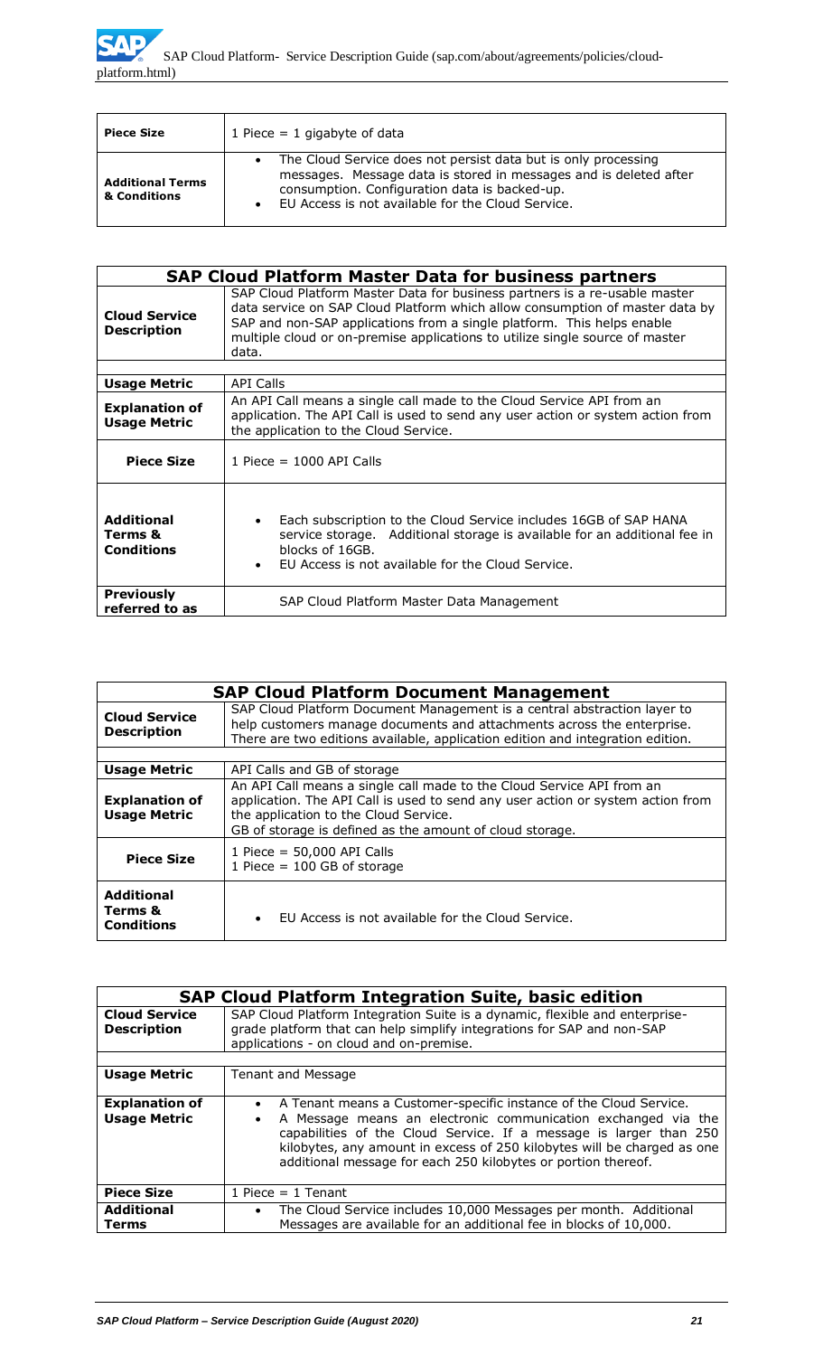| Piece Size | 1 Piece = 1 gigabyte of data |
|---|---|
| Additional Terms & Conditions | • The Cloud Service does not persist data but is only processing messages. Message data is stored in messages and is deleted after consumption. Configuration data is backed-up.<br>• EU Access is not available for the Cloud Service. |

| SAP Cloud Platform Master Data for business partners | |
|---|---|
| Cloud Service Description | SAP Cloud Platform Master Data for business partners is a re-usable master data service on SAP Cloud Platform which allow consumption of master data by SAP and non-SAP applications from a single platform. This helps enable multiple cloud or on-premise applications to utilize single source of master data. |
| Usage Metric | API Calls |
| Explanation of Usage Metric | An API Call means a single call made to the Cloud Service API from an application. The API Call is used to send any user action or system action from the application to the Cloud Service. |
| Piece Size | 1 Piece = 1000 API Calls |
| Additional Terms & Conditions | • Each subscription to the Cloud Service includes 16GB of SAP HANA service storage. Additional storage is available for an additional fee in blocks of 16GB.<br>• EU Access is not available for the Cloud Service. |
| Previously referred to as | SAP Cloud Platform Master Data Management |

| SAP Cloud Platform Document Management | |
|---|---|
| Cloud Service Description | SAP Cloud Platform Document Management is a central abstraction layer to help customers manage documents and attachments across the enterprise. There are two editions available, application edition and integration edition. |
| Usage Metric | API Calls and GB of storage |
| Explanation of Usage Metric | An API Call means a single call made to the Cloud Service API from an application. The API Call is used to send any user action or system action from the application to the Cloud Service.<br>GB of storage is defined as the amount of cloud storage. |
| Piece Size | 1 Piece = 50,000 API Calls<br>1 Piece = 100 GB of storage |
| Additional Terms & Conditions | • EU Access is not available for the Cloud Service. |

| SAP Cloud Platform Integration Suite, basic edition | |
|---|---|
| Cloud Service Description | SAP Cloud Platform Integration Suite is a dynamic, flexible and enterprise-grade platform that can help simplify integrations for SAP and non-SAP applications - on cloud and on-premise. |
| Usage Metric | Tenant and Message |
| Explanation of Usage Metric | • A Tenant means a Customer-specific instance of the Cloud Service.<br>• A Message means an electronic communication exchanged via the capabilities of the Cloud Service. If a message is larger than 250 kilobytes, any amount in excess of 250 kilobytes will be charged as one additional message for each 250 kilobytes or portion thereof. |
| Piece Size | 1 Piece = 1 Tenant |
| Additional Terms | • The Cloud Service includes 10,000 Messages per month. Additional Messages are available for an additional fee in blocks of 10,000. |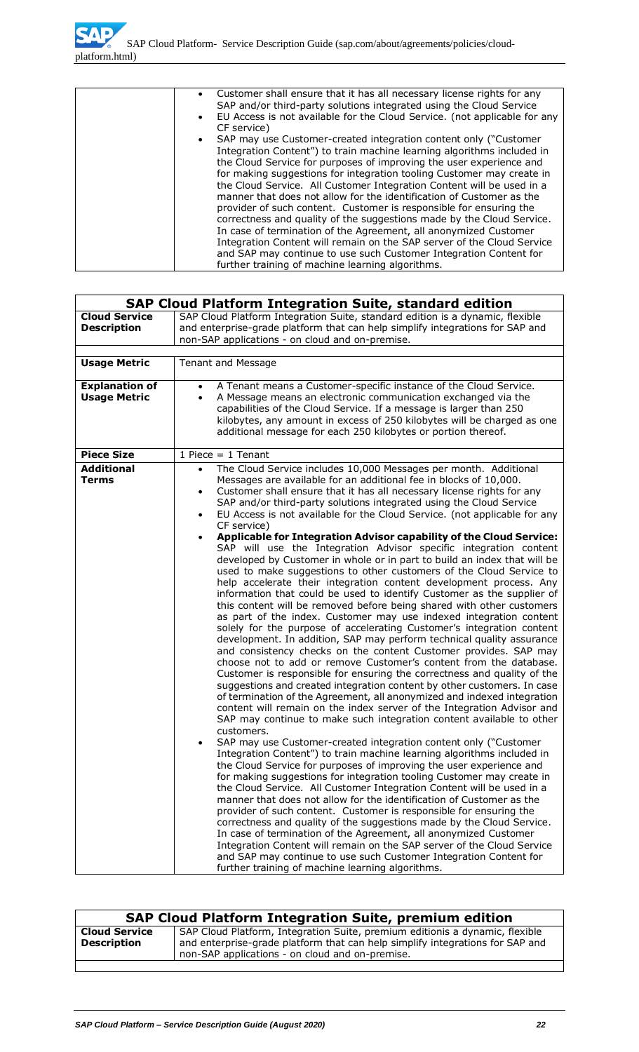| | |
|---|---|
| | • Customer shall ensure that it has all necessary license rights for any SAP and/or third-party solutions integrated using the Cloud Service<br>• EU Access is not available for the Cloud Service. (not applicable for any CF service)<br>• SAP may use Customer-created integration content only ("Customer Integration Content") to train machine learning algorithms included in the Cloud Service for purposes of improving the user experience and for making suggestions for integration tooling Customer may create in the Cloud Service. All Customer Integration Content will be used in a manner that does not allow for the identification of Customer as the provider of such content. Customer is responsible for ensuring the correctness and quality of the suggestions made by the Cloud Service. In case of termination of the Agreement, all anonymized Customer Integration Content will remain on the SAP server of the Cloud Service and SAP may continue to use such Customer Integration Content for further training of machine learning algorithms. |

| SAP Cloud Platform Integration Suite, standard edition | |
|---|---|
| **Cloud Service Description** | SAP Cloud Platform Integration Suite, standard edition is a dynamic, flexible and enterprise-grade platform that can help simplify integrations for SAP and non-SAP applications - on cloud and on-premise. |
| **Usage Metric** | Tenant and Message |
| **Explanation of Usage Metric** | • A Tenant means a Customer-specific instance of the Cloud Service.<br>• A Message means an electronic communication exchanged via the capabilities of the Cloud Service. If a message is larger than 250 kilobytes, any amount in excess of 250 kilobytes will be charged as one additional message for each 250 kilobytes or portion thereof. |
| **Piece Size** | 1 Piece = 1 Tenant |
| **Additional Terms** | • The Cloud Service includes 10,000 Messages per month. Additional Messages are available for an additional fee in blocks of 10,000.<br>• Customer shall ensure that it has all necessary license rights for any SAP and/or third-party solutions integrated using the Cloud Service<br>• EU Access is not available for the Cloud Service. (not applicable for any CF service)<br>• **Applicable for Integration Advisor capability of the Cloud Service:** SAP will use the Integration Advisor specific integration content developed by Customer in whole or in part to build an index that will be used to make suggestions to other customers of the Cloud Service to help accelerate their integration content development process. Any information that could be used to identify Customer as the supplier of this content will be removed before being shared with other customers as part of the index. Customer may use indexed integration content solely for the purpose of accelerating Customer's integration content development. In addition, SAP may perform technical quality assurance and consistency checks on the content Customer provides. SAP may choose not to add or remove Customer's content from the database. Customer is responsible for ensuring the correctness and quality of the suggestions and created integration content by other customers. In case of termination of the Agreement, all anonymized and indexed integration content will remain on the index server of the Integration Advisor and SAP may continue to make such integration content available to other customers.<br>• SAP may use Customer-created integration content only ("Customer Integration Content") to train machine learning algorithms included in the Cloud Service for purposes of improving the user experience and for making suggestions for integration tooling Customer may create in the Cloud Service. All Customer Integration Content will be used in a manner that does not allow for the identification of Customer as the provider of such content. Customer is responsible for ensuring the correctness and quality of the suggestions made by the Cloud Service. In case of termination of the Agreement, all anonymized Customer Integration Content will remain on the SAP server of the Cloud Service and SAP may continue to use such Customer Integration Content for further training of machine learning algorithms. |

| SAP Cloud Platform Integration Suite, premium edition | |
|---|---|
| **Cloud Service Description** | SAP Cloud Platform, Integration Suite, premium editionis a dynamic, flexible and enterprise-grade platform that can help simplify integrations for SAP and non-SAP applications - on cloud and on-premise. |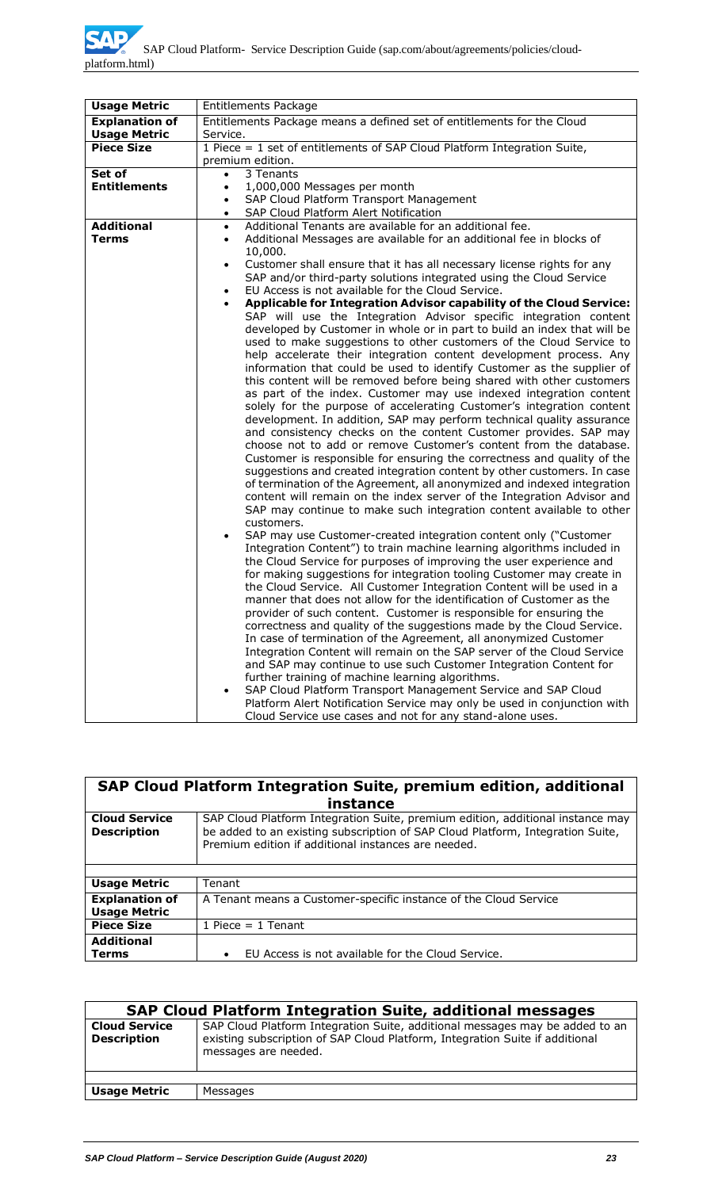| **Usage Metric** | Entitlements Package |
|---|---|
| **Explanation of Usage Metric** | Entitlements Package means a defined set of entitlements for the Cloud Service. |
| **Piece Size** | 1 Piece = 1 set of entitlements of SAP Cloud Platform Integration Suite, premium edition. |
| **Set of Entitlements** | • 3 Tenants<br>• 1,000,000 Messages per month<br>• SAP Cloud Platform Transport Management<br>• SAP Cloud Platform Alert Notification |
| **Additional Terms** | • Additional Tenants are available for an additional fee.<br>• Additional Messages are available for an additional fee in blocks of 10,000.<br>• Customer shall ensure that it has all necessary license rights for any SAP and/or third-party solutions integrated using the Cloud Service<br>• EU Access is not available for the Cloud Service.<br>• **Applicable for Integration Advisor capability of the Cloud Service:** SAP will use the Integration Advisor specific integration content developed by Customer in whole or in part to build an index that will be used to make suggestions to other customers of the Cloud Service to help accelerate their integration content development process. Any information that could be used to identify Customer as the supplier of this content will be removed before being shared with other customers as part of the index. Customer may use indexed integration content solely for the purpose of accelerating Customer's integration content development. In addition, SAP may perform technical quality assurance and consistency checks on the content Customer provides. SAP may choose not to add or remove Customer's content from the database. Customer is responsible for ensuring the correctness and quality of the suggestions and created integration content by other customers. In case of termination of the Agreement, all anonymized and indexed integration content will remain on the index server of the Integration Advisor and SAP may continue to make such integration content available to other customers.<br>• SAP may use Customer-created integration content only ("Customer Integration Content") to train machine learning algorithms included in the Cloud Service for purposes of improving the user experience and for making suggestions for integration tooling Customer may create in the Cloud Service. All Customer Integration Content will be used in a manner that does not allow for the identification of Customer as the provider of such content. Customer is responsible for ensuring the correctness and quality of the suggestions made by the Cloud Service. In case of termination of the Agreement, all anonymized Customer Integration Content will remain on the SAP server of the Cloud Service and SAP may continue to use such Customer Integration Content for further training of machine learning algorithms.<br>• SAP Cloud Platform Transport Management Service and SAP Cloud Platform Alert Notification Service may only be used in conjunction with Cloud Service use cases and not for any stand-alone uses. |

## SAP Cloud Platform Integration Suite, premium edition, additional instance

| | |
|---|---|
| **Cloud Service Description** | SAP Cloud Platform Integration Suite, premium edition, additional instance may be added to an existing subscription of SAP Cloud Platform, Integration Suite, Premium edition if additional instances are needed. |
| | |
| **Usage Metric** | Tenant |
| **Explanation of Usage Metric** | A Tenant means a Customer-specific instance of the Cloud Service |
| **Piece Size** | 1 Piece = 1 Tenant |
| **Additional Terms** | • EU Access is not available for the Cloud Service. |

## SAP Cloud Platform Integration Suite, additional messages

| | |
|---|---|
| **Cloud Service Description** | SAP Cloud Platform Integration Suite, additional messages may be added to an existing subscription of SAP Cloud Platform, Integration Suite if additional messages are needed. |
| | |
| **Usage Metric** | Messages |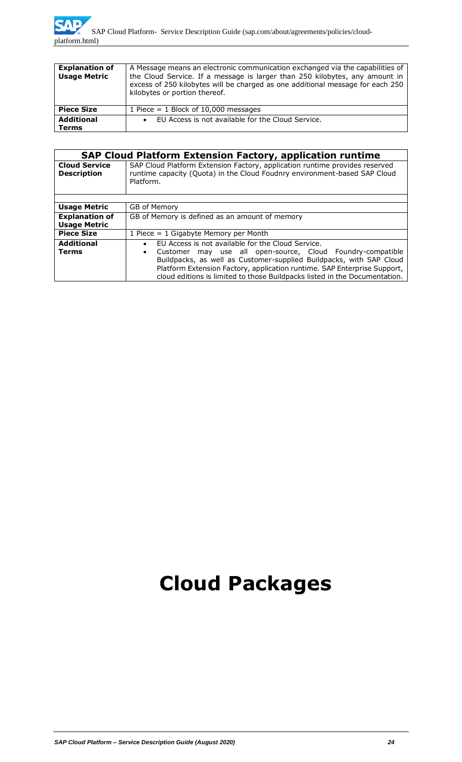| | |
|---|---|
| **Explanation of Usage Metric** | A Message means an electronic communication exchanged via the capabilities of the Cloud Service. If a message is larger than 250 kilobytes, any amount in excess of 250 kilobytes will be charged as one additional message for each 250 kilobytes or portion thereof. |
| **Piece Size** | 1 Piece = 1 Block of 10,000 messages |
| **Additional Terms** | • EU Access is not available for the Cloud Service. |

| SAP Cloud Platform Extension Factory, application runtime | |
|---|---|
| **Cloud Service Description** | SAP Cloud Platform Extension Factory, application runtime provides reserved runtime capacity (Quota) in the Cloud Foudnry environment-based SAP Cloud Platform. |
| | |
| **Usage Metric** | GB of Memory |
| **Explanation of Usage Metric** | GB of Memory is defined as an amount of memory |
| **Piece Size** | 1 Piece = 1 Gigabyte Memory per Month |
| **Additional Terms** | • EU Access is not available for the Cloud Service.<br>• Customer may use all open-source, Cloud Foundry-compatible Buildpacks, as well as Customer-supplied Buildpacks, with SAP Cloud Platform Extension Factory, application runtime. SAP Enterprise Support, cloud editions is limited to those Buildpacks listed in the Documentation. |

# Cloud Packages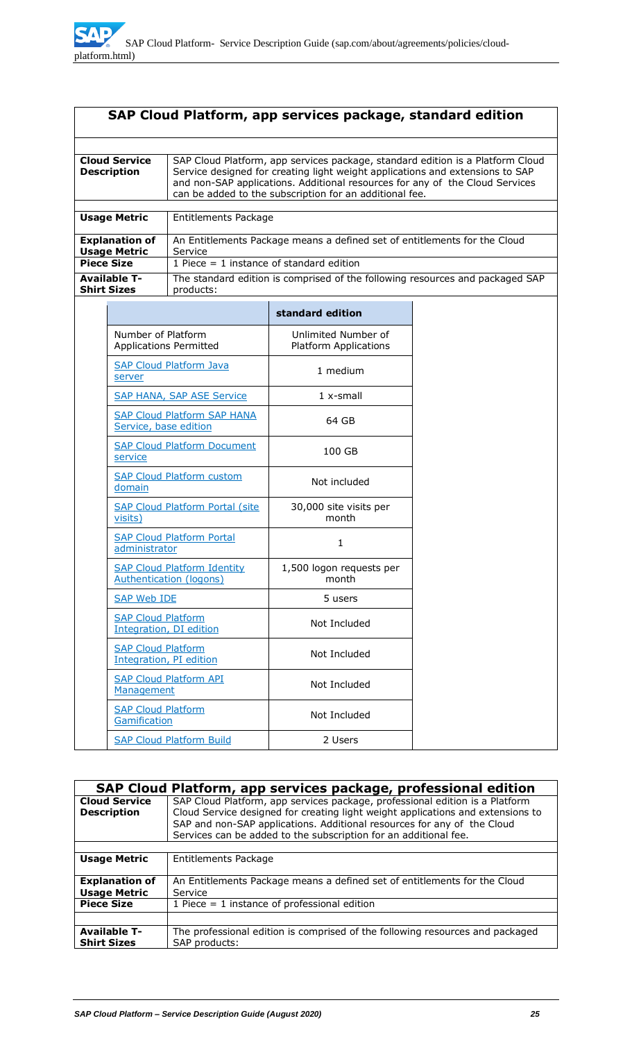## SAP Cloud Platform, app services package, standard edition

| | |
|---|---|
| **Cloud Service Description** | SAP Cloud Platform, app services package, standard edition is a Platform Cloud Service designed for creating light weight applications and extensions to SAP and non-SAP applications. Additional resources for any of the Cloud Services can be added to the subscription for an additional fee. |
| **Usage Metric** | Entitlements Package |
| **Explanation of Usage Metric** | An Entitlements Package means a defined set of entitlements for the Cloud Service |
| **Piece Size** | 1 Piece = 1 instance of standard edition |
| **Available T-Shirt Sizes** | The standard edition is comprised of the following resources and packaged SAP products: |

| | standard edition |
|---|---|
| Number of Platform Applications Permitted | Unlimited Number of Platform Applications |
| SAP Cloud Platform Java server | 1 medium |
| SAP HANA, SAP ASE Service | 1 x-small |
| SAP Cloud Platform SAP HANA Service, base edition | 64 GB |
| SAP Cloud Platform Document service | 100 GB |
| SAP Cloud Platform custom domain | Not included |
| SAP Cloud Platform Portal (site visits) | 30,000 site visits per month |
| SAP Cloud Platform Portal administrator | 1 |
| SAP Cloud Platform Identity Authentication (logons) | 1,500 logon requests per month |
| SAP Web IDE | 5 users |
| SAP Cloud Platform Integration, DI edition | Not Included |
| SAP Cloud Platform Integration, PI edition | Not Included |
| SAP Cloud Platform API Management | Not Included |
| SAP Cloud Platform Gamification | Not Included |
| SAP Cloud Platform Build | 2 Users |

## SAP Cloud Platform, app services package, professional edition

| | |
|---|---|
| **Cloud Service Description** | SAP Cloud Platform, app services package, professional edition is a Platform Cloud Service designed for creating light weight applications and extensions to SAP and non-SAP applications. Additional resources for any of the Cloud Services can be added to the subscription for an additional fee. |
| **Usage Metric** | Entitlements Package |
| **Explanation of Usage Metric** | An Entitlements Package means a defined set of entitlements for the Cloud Service |
| **Piece Size** | 1 Piece = 1 instance of professional edition |
| **Available T-Shirt Sizes** | The professional edition is comprised of the following resources and packaged SAP products: |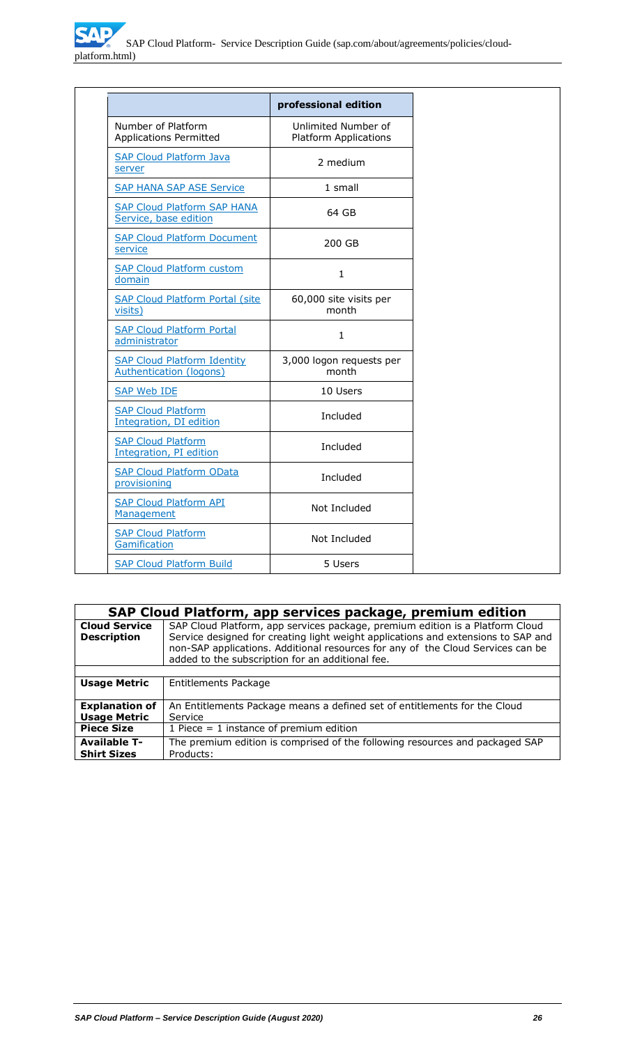| | professional edition |
|---|---|
| Number of Platform Applications Permitted | Unlimited Number of Platform Applications |
| SAP Cloud Platform Java server | 2 medium |
| SAP HANA SAP ASE Service | 1 small |
| SAP Cloud Platform SAP HANA Service, base edition | 64 GB |
| SAP Cloud Platform Document service | 200 GB |
| SAP Cloud Platform custom domain | 1 |
| SAP Cloud Platform Portal (site visits) | 60,000 site visits per month |
| SAP Cloud Platform Portal administrator | 1 |
| SAP Cloud Platform Identity Authentication (logons) | 3,000 logon requests per month |
| SAP Web IDE | 10 Users |
| SAP Cloud Platform Integration, DI edition | Included |
| SAP Cloud Platform Integration, PI edition | Included |
| SAP Cloud Platform OData provisioning | Included |
| SAP Cloud Platform API Management | Not Included |
| SAP Cloud Platform Gamification | Not Included |
| SAP Cloud Platform Build | 5 Users |

| SAP Cloud Platform, app services package, premium edition | |
|---|---|
| **Cloud Service Description** | SAP Cloud Platform, app services package, premium edition is a Platform Cloud Service designed for creating light weight applications and extensions to SAP and non-SAP applications. Additional resources for any of the Cloud Services can be added to the subscription for an additional fee. |
| | |
| **Usage Metric** | Entitlements Package |
| **Explanation of Usage Metric** | An Entitlements Package means a defined set of entitlements for the Cloud Service |
| **Piece Size** | 1 Piece = 1 instance of premium edition |
| **Available T-Shirt Sizes** | The premium edition is comprised of the following resources and packaged SAP Products: |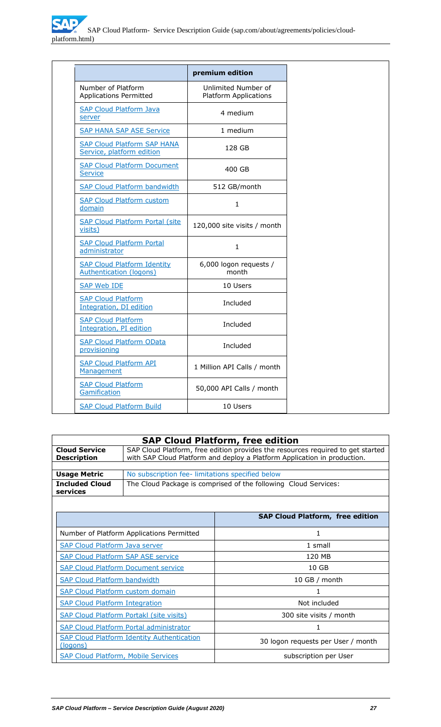| | premium edition |
|---|---|
| Number of Platform Applications Permitted | Unlimited Number of Platform Applications |
| SAP Cloud Platform Java server | 4 medium |
| SAP HANA SAP ASE Service | 1 medium |
| SAP Cloud Platform SAP HANA Service, platform edition | 128 GB |
| SAP Cloud Platform Document Service | 400 GB |
| SAP Cloud Platform bandwidth | 512 GB/month |
| SAP Cloud Platform custom domain | 1 |
| SAP Cloud Platform Portal (site visits) | 120,000 site visits / month |
| SAP Cloud Platform Portal administrator | 1 |
| SAP Cloud Platform Identity Authentication (logons) | 6,000 logon requests / month |
| SAP Web IDE | 10 Users |
| SAP Cloud Platform Integration, DI edition | Included |
| SAP Cloud Platform Integration, PI edition | Included |
| SAP Cloud Platform OData provisioning | Included |
| SAP Cloud Platform API Management | 1 Million API Calls / month |
| SAP Cloud Platform Gamification | 50,000 API Calls / month |
| SAP Cloud Platform Build | 10 Users |

## SAP Cloud Platform, free edition

| | |
|---|---|
| **Cloud Service Description** | SAP Cloud Platform, free edition provides the resources required to get started with SAP Cloud Platform and deploy a Platform Application in production. |
| **Usage Metric** | No subscription fee- limitations specified below |
| **Included Cloud services** | The Cloud Package is comprised of the following Cloud Services: |

| | SAP Cloud Platform, free edition |
|---|---|
| Number of Platform Applications Permitted | 1 |
| SAP Cloud Platform Java server | 1 small |
| SAP Cloud Platform SAP ASE service | 120 MB |
| SAP Cloud Platform Document service | 10 GB |
| SAP Cloud Platform bandwidth | 10 GB / month |
| SAP Cloud Platform custom domain | 1 |
| SAP Cloud Platform Integration | Not included |
| SAP Cloud Platform Portakl (site visits) | 300 site visits / month |
| SAP Cloud Platform Portal administrator | 1 |
| SAP Cloud Platform Identity Authentication (logons) | 30 logon requests per User / month |
| SAP Cloud Platform, Mobile Services | subscription per User |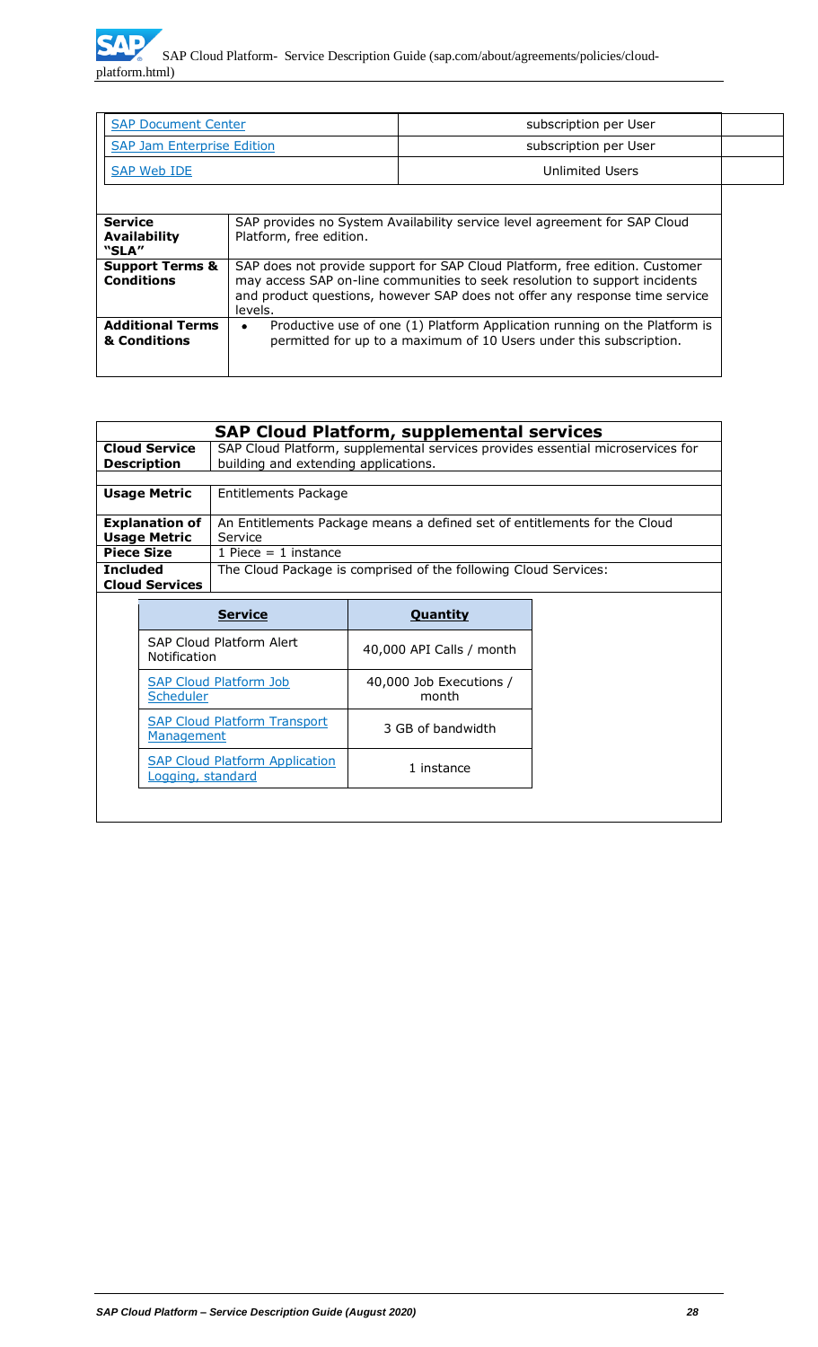| | | |
|---|---|---|
| SAP Document Center | subscription per User | |
| SAP Jam Enterprise Edition | subscription per User | |
| SAP Web IDE | Unlimited Users | |

| | |
|---|---|
| **Service Availability "SLA"** | SAP provides no System Availability service level agreement for SAP Cloud Platform, free edition. |
| **Support Terms & Conditions** | SAP does not provide support for SAP Cloud Platform, free edition. Customer may access SAP on-line communities to seek resolution to support incidents and product questions, however SAP does not offer any response time service levels. |
| **Additional Terms & Conditions** | • Productive use of one (1) Platform Application running on the Platform is permitted for up to a maximum of 10 Users under this subscription. |

## SAP Cloud Platform, supplemental services

| | |
|---|---|
| **Cloud Service Description** | SAP Cloud Platform, supplemental services provides essential microservices for building and extending applications. |
| **Usage Metric** | Entitlements Package |
| **Explanation of Usage Metric** | An Entitlements Package means a defined set of entitlements for the Cloud Service |
| **Piece Size** | 1 Piece = 1 instance |
| **Included Cloud Services** | The Cloud Package is comprised of the following Cloud Services: |

| Service | Quantity |
|---|---|
| SAP Cloud Platform Alert Notification | 40,000 API Calls / month |
| SAP Cloud Platform Job Scheduler | 40,000 Job Executions / month |
| SAP Cloud Platform Transport Management | 3 GB of bandwidth |
| SAP Cloud Platform Application Logging, standard | 1 instance |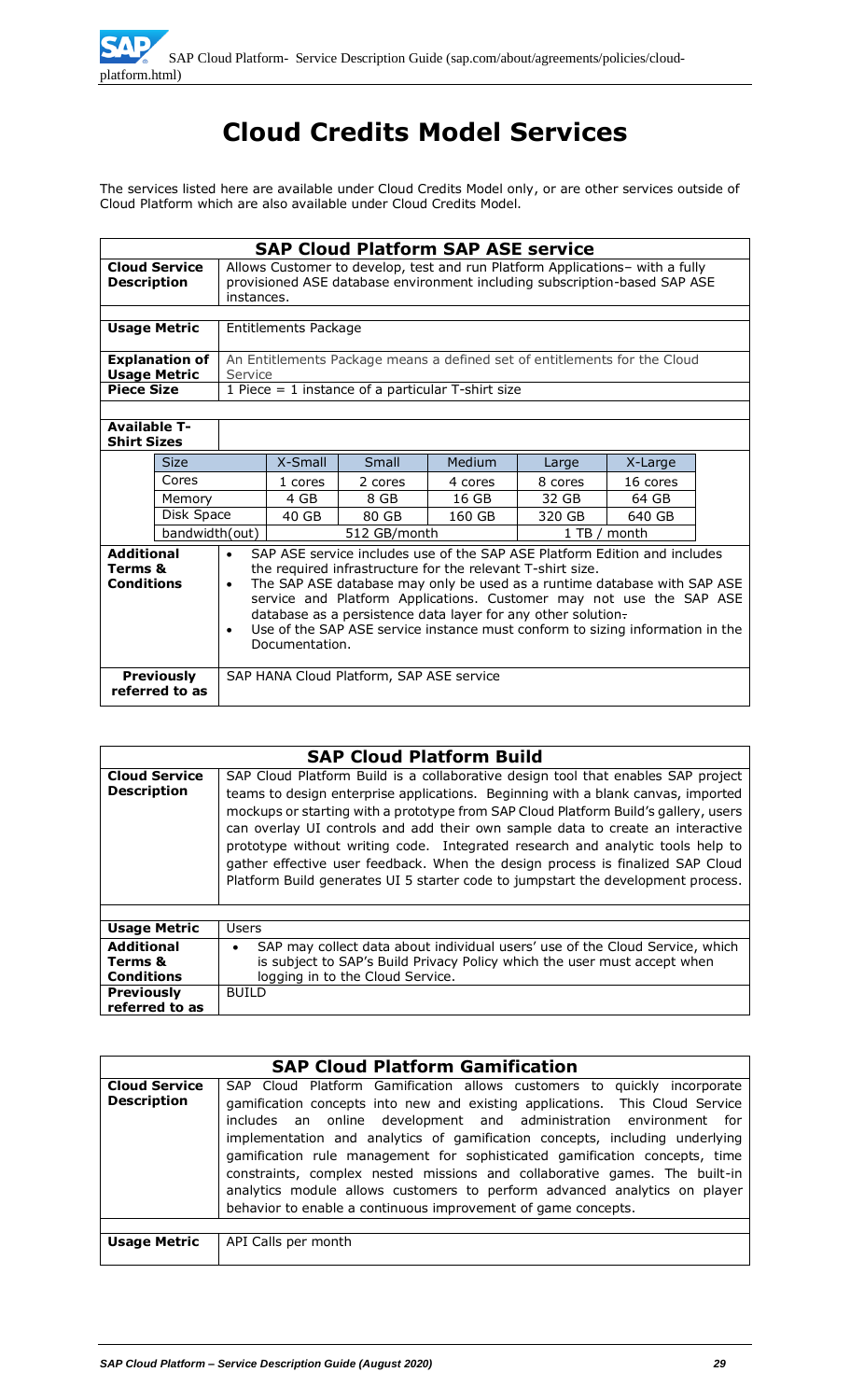# Cloud Credits Model Services

The services listed here are available under Cloud Credits Model only, or are other services outside of Cloud Platform which are also available under Cloud Credits Model.

| **SAP Cloud Platform SAP ASE service** | | | | | | |
|---|---|---|---|---|---|---|
| **Cloud Service Description** | Allows Customer to develop, test and run Platform Applications– with a fully provisioned ASE database environment including subscription-based SAP ASE instances. | | | | | |
| **Usage Metric** | Entitlements Package | | | | | |
| **Explanation of Usage Metric** | An Entitlements Package means a defined set of entitlements for the Cloud Service | | | | | |
| **Piece Size** | 1 Piece = 1 instance of a particular T-shirt size | | | | | |
| **Available T-Shirt Sizes** | | | | | | |
| Size | | X-Small | Small | Medium | Large | X-Large |
| Cores | | 1 cores | 2 cores | 4 cores | 8 cores | 16 cores |
| Memory | | 4 GB | 8 GB | 16 GB | 32 GB | 64 GB |
| Disk Space | | 40 GB | 80 GB | 160 GB | 320 GB | 640 GB |
| bandwidth(out) | | 512 GB/month | | | 1 TB / month | |
| **Additional Terms & Conditions** | • SAP ASE service includes use of the SAP ASE Platform Edition and includes the required infrastructure for the relevant T-shirt size.<br>• The SAP ASE database may only be used as a runtime database with SAP ASE service and Platform Applications. Customer may not use the SAP ASE database as a persistence data layer for any other solution.<br>• Use of the SAP ASE service instance must conform to sizing information in the Documentation. | | | | | |
| **Previously referred to as** | SAP HANA Cloud Platform, SAP ASE service | | | | | |

| **SAP Cloud Platform Build** | |
|---|---|
| **Cloud Service Description** | SAP Cloud Platform Build is a collaborative design tool that enables SAP project teams to design enterprise applications. Beginning with a blank canvas, imported mockups or starting with a prototype from SAP Cloud Platform Build's gallery, users can overlay UI controls and add their own sample data to create an interactive prototype without writing code. Integrated research and analytic tools help to gather effective user feedback. When the design process is finalized SAP Cloud Platform Build generates UI 5 starter code to jumpstart the development process. |
| **Usage Metric** | Users |
| **Additional Terms & Conditions** | • SAP may collect data about individual users' use of the Cloud Service, which is subject to SAP's Build Privacy Policy which the user must accept when logging in to the Cloud Service. |
| **Previously referred to as** | BUILD |

| **SAP Cloud Platform Gamification** | |
|---|---|
| **Cloud Service Description** | SAP Cloud Platform Gamification allows customers to quickly incorporate gamification concepts into new and existing applications. This Cloud Service includes an online development and administration environment for implementation and analytics of gamification concepts, including underlying gamification rule management for sophisticated gamification concepts, time constraints, complex nested missions and collaborative games. The built-in analytics module allows customers to perform advanced analytics on player behavior to enable a continuous improvement of game concepts. |
| **Usage Metric** | API Calls per month |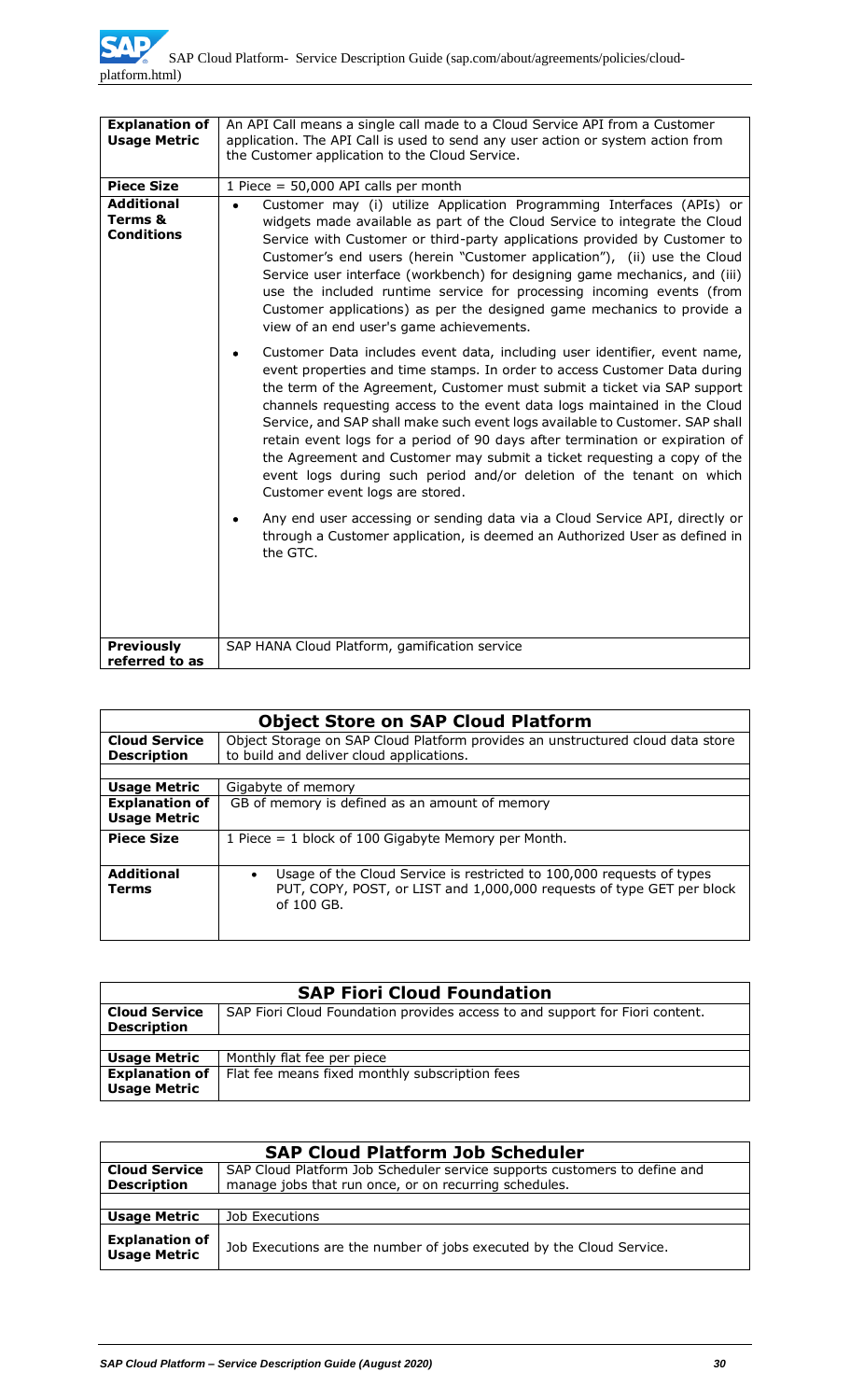| | |
|---|---|
| **Explanation of Usage Metric** | An API Call means a single call made to a Cloud Service API from a Customer application. The API Call is used to send any user action or system action from the Customer application to the Cloud Service. |
| **Piece Size** | 1 Piece = 50,000 API calls per month |
| **Additional Terms & Conditions** | • Customer may (i) utilize Application Programming Interfaces (APIs) or widgets made available as part of the Cloud Service to integrate the Cloud Service with Customer or third-party applications provided by Customer to Customer's end users (herein "Customer application"), (ii) use the Cloud Service user interface (workbench) for designing game mechanics, and (iii) use the included runtime service for processing incoming events (from Customer applications) as per the designed game mechanics to provide a view of an end user's game achievements.<br><br>• Customer Data includes event data, including user identifier, event name, event properties and time stamps. In order to access Customer Data during the term of the Agreement, Customer must submit a ticket via SAP support channels requesting access to the event data logs maintained in the Cloud Service, and SAP shall make such event logs available to Customer. SAP shall retain event logs for a period of 90 days after termination or expiration of the Agreement and Customer may submit a ticket requesting a copy of the event logs during such period and/or deletion of the tenant on which Customer event logs are stored.<br><br>• Any end user accessing or sending data via a Cloud Service API, directly or through a Customer application, is deemed an Authorized User as defined in the GTC. |
| **Previously referred to as** | SAP HANA Cloud Platform, gamification service |

| **Object Store on SAP Cloud Platform** | |
|---|---|
| **Cloud Service Description** | Object Storage on SAP Cloud Platform provides an unstructured cloud data store to build and deliver cloud applications. |
| **Usage Metric** | Gigabyte of memory |
| **Explanation of Usage Metric** | GB of memory is defined as an amount of memory |
| **Piece Size** | 1 Piece = 1 block of 100 Gigabyte Memory per Month. |
| **Additional Terms** | • Usage of the Cloud Service is restricted to 100,000 requests of types PUT, COPY, POST, or LIST and 1,000,000 requests of type GET per block of 100 GB. |

| **SAP Fiori Cloud Foundation** | |
|---|---|
| **Cloud Service Description** | SAP Fiori Cloud Foundation provides access to and support for Fiori content. |
| **Usage Metric** | Monthly flat fee per piece |
| **Explanation of Usage Metric** | Flat fee means fixed monthly subscription fees |

| **SAP Cloud Platform Job Scheduler** | |
|---|---|
| **Cloud Service Description** | SAP Cloud Platform Job Scheduler service supports customers to define and manage jobs that run once, or on recurring schedules. |
| **Usage Metric** | Job Executions |
| **Explanation of Usage Metric** | Job Executions are the number of jobs executed by the Cloud Service. |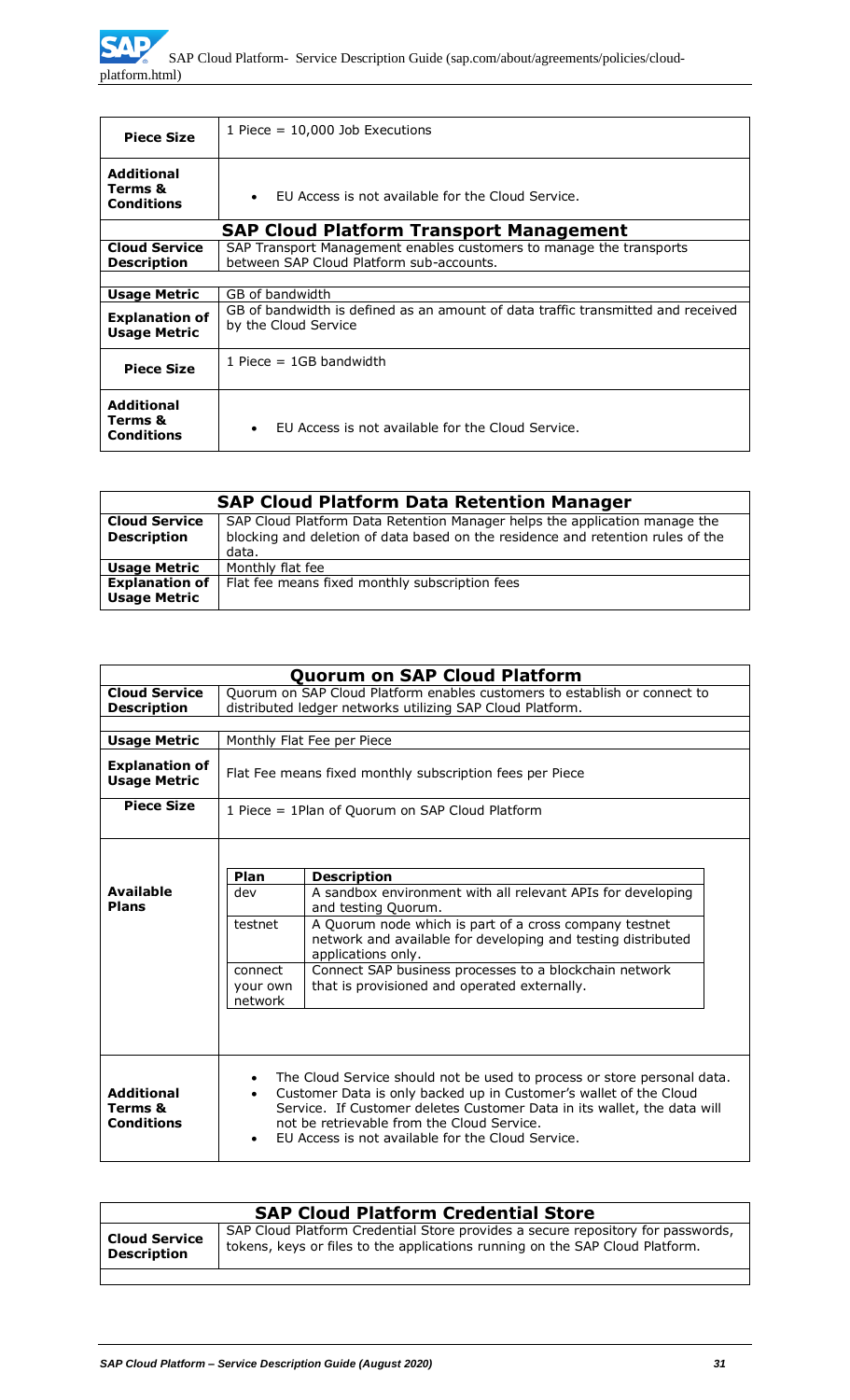| | |
|---|---|
| **Piece Size** | 1 Piece = 10,000 Job Executions |
| **Additional Terms & Conditions** | • EU Access is not available for the Cloud Service. |

| **SAP Cloud Platform Transport Management** | |
|---|---|
| **Cloud Service Description** | SAP Transport Management enables customers to manage the transports between SAP Cloud Platform sub-accounts. |
| | |
| **Usage Metric** | GB of bandwidth |
| **Explanation of Usage Metric** | GB of bandwidth is defined as an amount of data traffic transmitted and received by the Cloud Service |
| **Piece Size** | 1 Piece = 1GB bandwidth |
| **Additional Terms & Conditions** | • EU Access is not available for the Cloud Service. |

| **SAP Cloud Platform Data Retention Manager** | |
|---|---|
| **Cloud Service Description** | SAP Cloud Platform Data Retention Manager helps the application manage the blocking and deletion of data based on the residence and retention rules of the data. |
| **Usage Metric** | Monthly flat fee |
| **Explanation of Usage Metric** | Flat fee means fixed monthly subscription fees |

| **Quorum on SAP Cloud Platform** | |
|---|---|
| **Cloud Service Description** | Quorum on SAP Cloud Platform enables customers to establish or connect to distributed ledger networks utilizing SAP Cloud Platform. |
| | |
| **Usage Metric** | Monthly Flat Fee per Piece |
| **Explanation of Usage Metric** | Flat Fee means fixed monthly subscription fees per Piece |
| **Piece Size** | 1 Piece = 1Plan of Quorum on SAP Cloud Platform |
| **Available Plans** | **Plan** / **Description**<br>dev: A sandbox environment with all relevant APIs for developing and testing Quorum.<br>testnet: A Quorum node which is part of a cross company testnet network and available for developing and testing distributed applications only.<br>connect your own network: Connect SAP business processes to a blockchain network that is provisioned and operated externally. |
| **Additional Terms & Conditions** | • The Cloud Service should not be used to process or store personal data.<br>• Customer Data is only backed up in Customer's wallet of the Cloud Service. If Customer deletes Customer Data in its wallet, the data will not be retrievable from the Cloud Service.<br>• EU Access is not available for the Cloud Service. |

| **SAP Cloud Platform Credential Store** | |
|---|---|
| **Cloud Service Description** | SAP Cloud Platform Credential Store provides a secure repository for passwords, tokens, keys or files to the applications running on the SAP Cloud Platform. |
| | |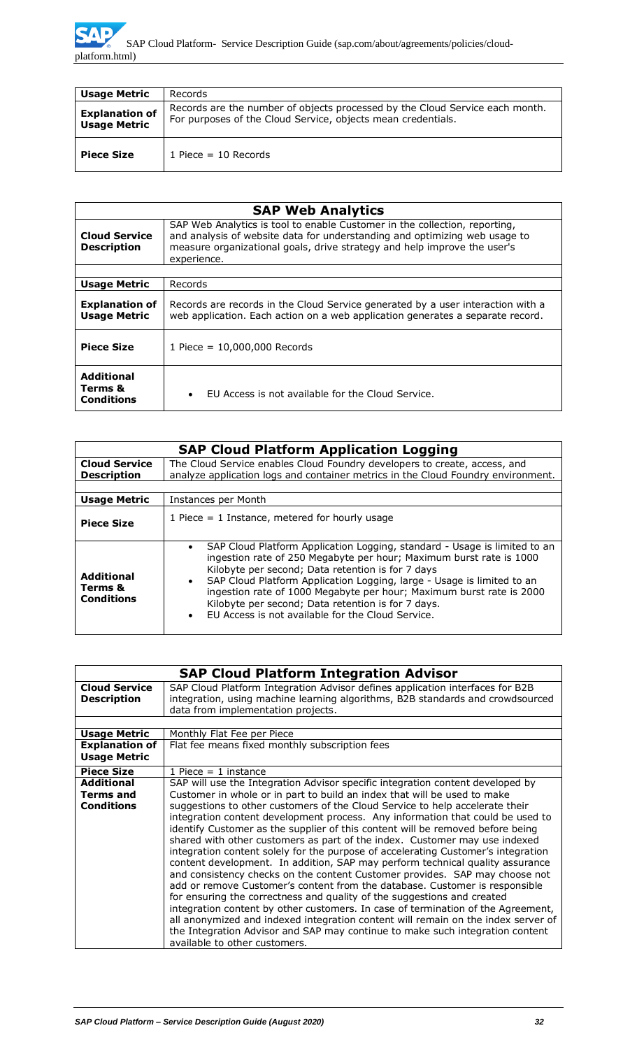| Usage Metric | Records |
|---|---|
| **Explanation of Usage Metric** | Records are the number of objects processed by the Cloud Service each month. For purposes of the Cloud Service, objects mean credentials. |
| **Piece Size** | 1 Piece = 10 Records |

| SAP Web Analytics | |
|---|---|
| **Cloud Service Description** | SAP Web Analytics is tool to enable Customer in the collection, reporting, and analysis of website data for understanding and optimizing web usage to measure organizational goals, drive strategy and help improve the user's experience. |
| | |
| **Usage Metric** | Records |
| **Explanation of Usage Metric** | Records are records in the Cloud Service generated by a user interaction with a web application. Each action on a web application generates a separate record. |
| **Piece Size** | 1 Piece = 10,000,000 Records |
| **Additional Terms & Conditions** | • EU Access is not available for the Cloud Service. |

| SAP Cloud Platform Application Logging | |
|---|---|
| **Cloud Service Description** | The Cloud Service enables Cloud Foundry developers to create, access, and analyze application logs and container metrics in the Cloud Foundry environment. |
| | |
| **Usage Metric** | Instances per Month |
| **Piece Size** | 1 Piece = 1 Instance, metered for hourly usage |
| **Additional Terms & Conditions** | • SAP Cloud Platform Application Logging, standard - Usage is limited to an ingestion rate of 250 Megabyte per hour; Maximum burst rate is 1000 Kilobyte per second; Data retention is for 7 days<br>• SAP Cloud Platform Application Logging, large - Usage is limited to an ingestion rate of 1000 Megabyte per hour; Maximum burst rate is 2000 Kilobyte per second; Data retention is for 7 days.<br>• EU Access is not available for the Cloud Service. |

| SAP Cloud Platform Integration Advisor | |
|---|---|
| **Cloud Service Description** | SAP Cloud Platform Integration Advisor defines application interfaces for B2B integration, using machine learning algorithms, B2B standards and crowdsourced data from implementation projects. |
| | |
| **Usage Metric** | Monthly Flat Fee per Piece |
| **Explanation of Usage Metric** | Flat fee means fixed monthly subscription fees |
| **Piece Size** | 1 Piece = 1 instance |
| **Additional Terms and Conditions** | SAP will use the Integration Advisor specific integration content developed by Customer in whole or in part to build an index that will be used to make suggestions to other customers of the Cloud Service to help accelerate their integration content development process. Any information that could be used to identify Customer as the supplier of this content will be removed before being shared with other customers as part of the index. Customer may use indexed integration content solely for the purpose of accelerating Customer's integration content development. In addition, SAP may perform technical quality assurance and consistency checks on the content Customer provides. SAP may choose not add or remove Customer's content from the database. Customer is responsible for ensuring the correctness and quality of the suggestions and created integration content by other customers. In case of termination of the Agreement, all anonymized and indexed integration content will remain on the index server of the Integration Advisor and SAP may continue to make such integration content available to other customers. |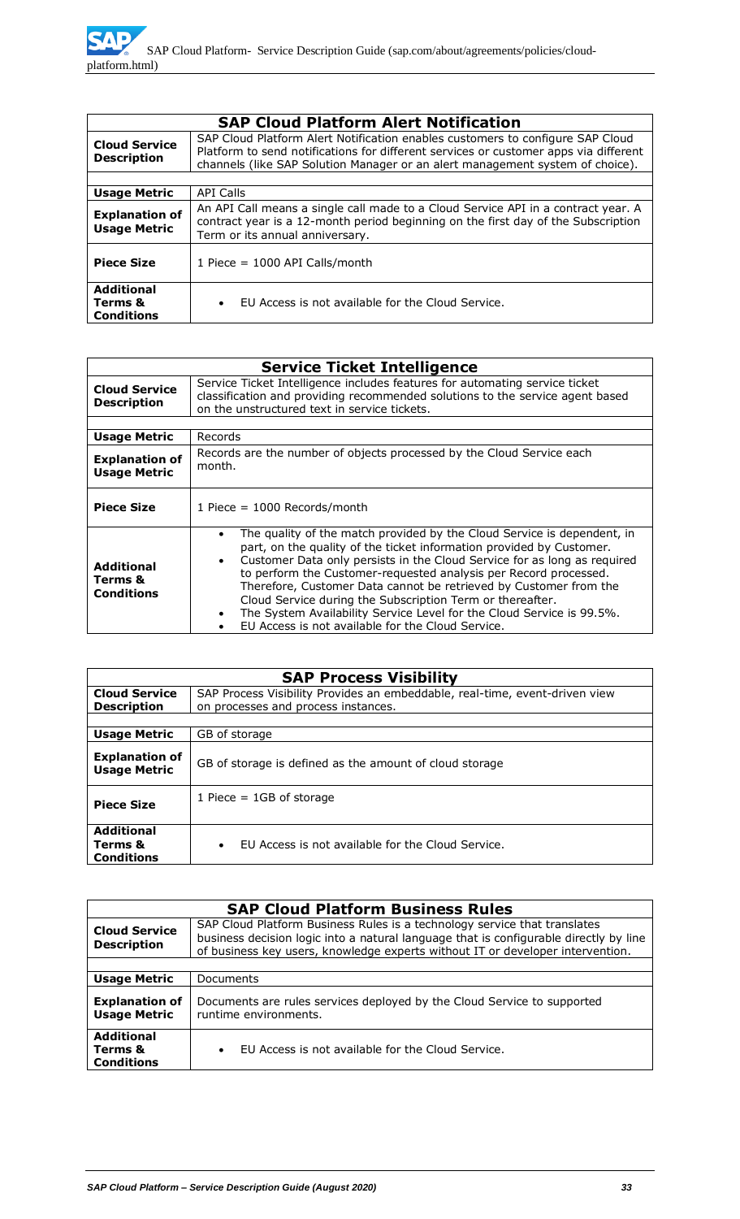| SAP Cloud Platform Alert Notification | |
|---|---|
| **Cloud Service Description** | SAP Cloud Platform Alert Notification enables customers to configure SAP Cloud Platform to send notifications for different services or customer apps via different channels (like SAP Solution Manager or an alert management system of choice). |
| **Usage Metric** | API Calls |
| **Explanation of Usage Metric** | An API Call means a single call made to a Cloud Service API in a contract year. A contract year is a 12-month period beginning on the first day of the Subscription Term or its annual anniversary. |
| **Piece Size** | 1 Piece = 1000 API Calls/month |
| **Additional Terms & Conditions** | • EU Access is not available for the Cloud Service. |

| Service Ticket Intelligence | |
|---|---|
| **Cloud Service Description** | Service Ticket Intelligence includes features for automating service ticket classification and providing recommended solutions to the service agent based on the unstructured text in service tickets. |
| **Usage Metric** | Records |
| **Explanation of Usage Metric** | Records are the number of objects processed by the Cloud Service each month. |
| **Piece Size** | 1 Piece = 1000 Records/month |
| **Additional Terms & Conditions** | • The quality of the match provided by the Cloud Service is dependent, in part, on the quality of the ticket information provided by Customer.<br>• Customer Data only persists in the Cloud Service for as long as required to perform the Customer-requested analysis per Record processed. Therefore, Customer Data cannot be retrieved by Customer from the Cloud Service during the Subscription Term or thereafter.<br>• The System Availability Service Level for the Cloud Service is 99.5%.<br>• EU Access is not available for the Cloud Service. |

| SAP Process Visibility | |
|---|---|
| **Cloud Service Description** | SAP Process Visibility Provides an embeddable, real-time, event-driven view on processes and process instances. |
| **Usage Metric** | GB of storage |
| **Explanation of Usage Metric** | GB of storage is defined as the amount of cloud storage |
| **Piece Size** | 1 Piece = 1GB of storage |
| **Additional Terms & Conditions** | • EU Access is not available for the Cloud Service. |

| SAP Cloud Platform Business Rules | |
|---|---|
| **Cloud Service Description** | SAP Cloud Platform Business Rules is a technology service that translates business decision logic into a natural language that is configurable directly by line of business key users, knowledge experts without IT or developer intervention. |
| **Usage Metric** | Documents |
| **Explanation of Usage Metric** | Documents are rules services deployed by the Cloud Service to supported runtime environments. |
| **Additional Terms & Conditions** | • EU Access is not available for the Cloud Service. |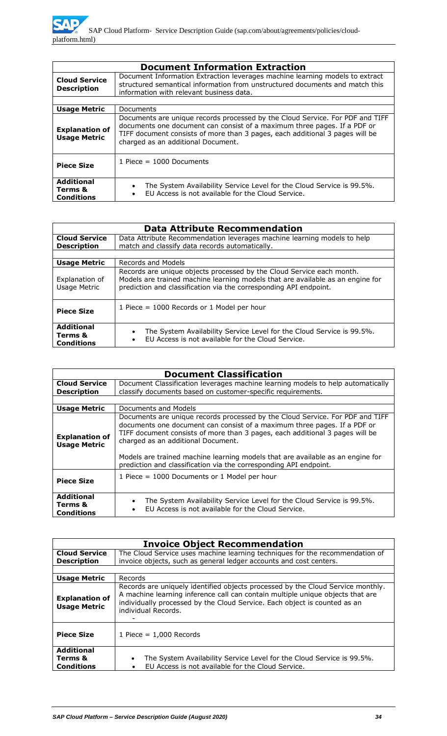| Document Information Extraction | |
|---|---|
| **Cloud Service Description** | Document Information Extraction leverages machine learning models to extract structured semantical information from unstructured documents and match this information with relevant business data. |
| | |
| **Usage Metric** | Documents |
| **Explanation of Usage Metric** | Documents are unique records processed by the Cloud Service. For PDF and TIFF documents one document can consist of a maximum three pages. If a PDF or TIFF document consists of more than 3 pages, each additional 3 pages will be charged as an additional Document. |
| **Piece Size** | 1 Piece = 1000 Documents |
| **Additional Terms & Conditions** | • The System Availability Service Level for the Cloud Service is 99.5%.<br>• EU Access is not available for the Cloud Service. |

| Data Attribute Recommendation | |
|---|---|
| **Cloud Service Description** | Data Attribute Recommendation leverages machine learning models to help match and classify data records automatically. |
| | |
| **Usage Metric** | Records and Models |
| Explanation of Usage Metric | Records are unique objects processed by the Cloud Service each month. Models are trained machine learning models that are available as an engine for prediction and classification via the corresponding API endpoint. |
| **Piece Size** | 1 Piece = 1000 Records or 1 Model per hour |
| **Additional Terms & Conditions** | • The System Availability Service Level for the Cloud Service is 99.5%.<br>• EU Access is not available for the Cloud Service. |

| Document Classification | |
|---|---|
| **Cloud Service Description** | Document Classification leverages machine learning models to help automatically classify documents based on customer-specific requirements. |
| | |
| **Usage Metric** | Documents and Models |
| **Explanation of Usage Metric** | Documents are unique records processed by the Cloud Service. For PDF and TIFF documents one document can consist of a maximum three pages. If a PDF or TIFF document consists of more than 3 pages, each additional 3 pages will be charged as an additional Document.<br><br>Models are trained machine learning models that are available as an engine for prediction and classification via the corresponding API endpoint. |
| **Piece Size** | 1 Piece = 1000 Documents or 1 Model per hour |
| **Additional Terms & Conditions** | • The System Availability Service Level for the Cloud Service is 99.5%.<br>• EU Access is not available for the Cloud Service. |

| Invoice Object Recommendation | |
|---|---|
| **Cloud Service Description** | The Cloud Service uses machine learning techniques for the recommendation of invoice objects, such as general ledger accounts and cost centers. |
| | |
| **Usage Metric** | Records |
| **Explanation of Usage Metric** | Records are uniquely identified objects processed by the Cloud Service monthly. A machine learning inference call can contain multiple unique objects that are individually processed by the Cloud Service. Each object is counted as an individual Records.<br>- |
| **Piece Size** | 1 Piece = 1,000 Records |
| **Additional Terms & Conditions** | • The System Availability Service Level for the Cloud Service is 99.5%.<br>• EU Access is not available for the Cloud Service. |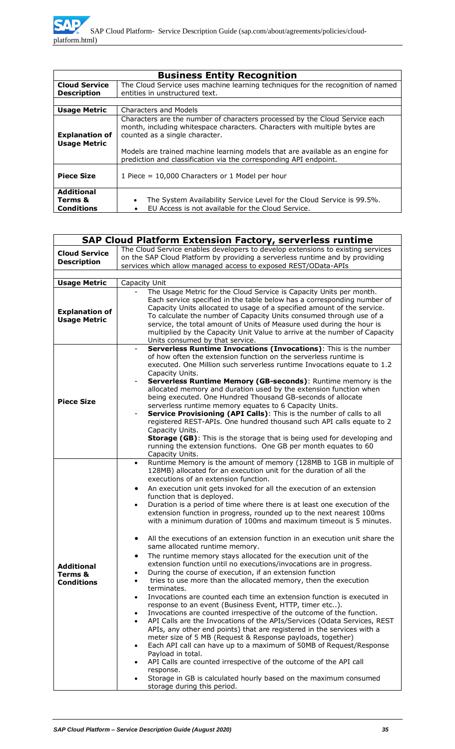| Business Entity Recognition | |
|---|---|
| **Cloud Service Description** | The Cloud Service uses machine learning techniques for the recognition of named entities in unstructured text. |
| **Usage Metric** | Characters and Models |
| **Explanation of Usage Metric** | Characters are the number of characters processed by the Cloud Service each month, including whitespace characters. Characters with multiple bytes are counted as a single character.<br><br>Models are trained machine learning models that are available as an engine for prediction and classification via the corresponding API endpoint. |
| **Piece Size** | 1 Piece = 10,000 Characters or 1 Model per hour |
| **Additional Terms & Conditions** | • The System Availability Service Level for the Cloud Service is 99.5%.<br>• EU Access is not available for the Cloud Service. |

| SAP Cloud Platform Extension Factory, serverless runtime | |
|---|---|
| **Cloud Service Description** | The Cloud Service enables developers to develop extensions to existing services on the SAP Cloud Platform by providing a serverless runtime and by providing services which allow managed access to exposed REST/OData-APIs |
| **Usage Metric** | Capacity Unit |
| **Explanation of Usage Metric** | - The Usage Metric for the Cloud Service is Capacity Units per month. Each service specified in the table below has a corresponding number of Capacity Units allocated to usage of a specified amount of the service. To calculate the number of Capacity Units consumed through use of a service, the total amount of Units of Measure used during the hour is multiplied by the Capacity Unit Value to arrive at the number of Capacity Units consumed by that service. |
| **Piece Size** | - **Serverless Runtime Invocations (Invocations)**: This is the number of how often the extension function on the serverless runtime is executed. One Million such serverless runtime Invocations equate to 1.2 Capacity Units.<br>- **Serverless Runtime Memory (GB-seconds)**: Runtime memory is the allocated memory and duration used by the extension function when being executed. One Hundred Thousand GB-seconds of allocate serverless runtime memory equates to 6 Capacity Units.<br>- **Service Provisioning (API Calls)**: This is the number of calls to all registered REST-APIs. One hundred thousand such API calls equate to 2 Capacity Units.<br>**Storage (GB)**: This is the storage that is being used for developing and running the extension functions. One GB per month equates to 60 Capacity Units. |
| **Additional Terms & Conditions** | • Runtime Memory is the amount of memory (128MB to 1GB in multiple of 128MB) allocated for an execution unit for the duration of all the executions of an extension function.<br>• An execution unit gets invoked for all the execution of an extension function that is deployed.<br>• Duration is a period of time where there is at least one execution of the extension function in progress, rounded up to the next nearest 100ms with a minimum duration of 100ms and maximum timeout is 5 minutes.<br>• All the executions of an extension function in an execution unit share the same allocated runtime memory.<br>• The runtime memory stays allocated for the execution unit of the extension function until no executions/invocations are in progress.<br>• During the course of execution, if an extension function<br>• tries to use more than the allocated memory, then the execution terminates.<br>• Invocations are counted each time an extension function is executed in response to an event (Business Event, HTTP, timer etc..).<br>• Invocations are counted irrespective of the outcome of the function.<br>• API Calls are the Invocations of the APIs/Services (Odata Services, REST APIs, any other end points) that are registered in the services with a meter size of 5 MB (Request & Response payloads, together)<br>• Each API call can have up to a maximum of 50MB of Request/Response Payload in total.<br>• API Calls are counted irrespective of the outcome of the API call response.<br>• Storage in GB is calculated hourly based on the maximum consumed storage during this period. |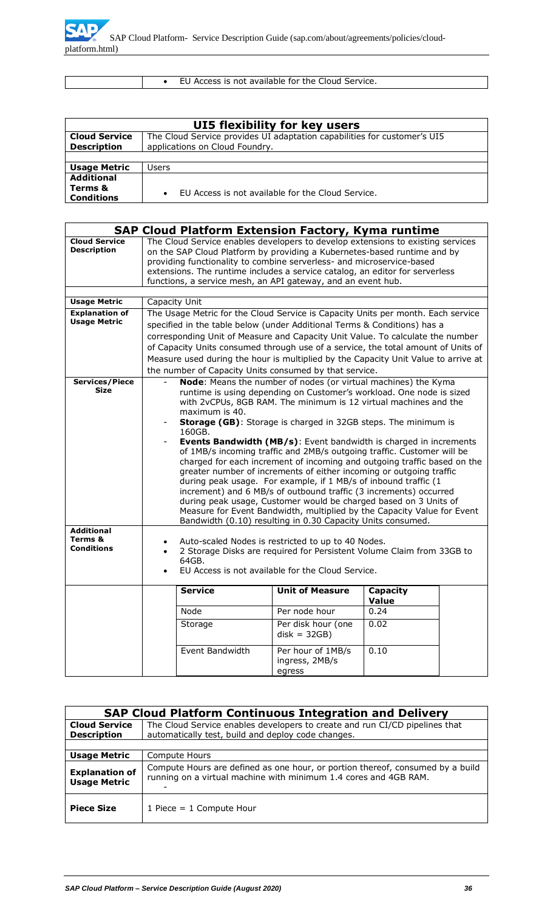| | |
|---|---|
| | • EU Access is not available for the Cloud Service. |

| UI5 flexibility for key users | |
|---|---|
| **Cloud Service Description** | The Cloud Service provides UI adaptation capabilities for customer's UI5 applications on Cloud Foundry. |
| **Usage Metric** | Users |
| **Additional Terms & Conditions** | • EU Access is not available for the Cloud Service. |

| SAP Cloud Platform Extension Factory, Kyma runtime | |
|---|---|
| **Cloud Service Description** | The Cloud Service enables developers to develop extensions to existing services on the SAP Cloud Platform by providing a Kubernetes-based runtime and by providing functionality to combine serverless- and microservice-based extensions. The runtime includes a service catalog, an editor for serverless functions, a service mesh, an API gateway, and an event hub. |
| **Usage Metric** | Capacity Unit |
| **Explanation of Usage Metric** | The Usage Metric for the Cloud Service is Capacity Units per month. Each service specified in the table below (under Additional Terms & Conditions) has a corresponding Unit of Measure and Capacity Unit Value. To calculate the number of Capacity Units consumed through use of a service, the total amount of Units of Measure used during the hour is multiplied by the Capacity Unit Value to arrive at the number of Capacity Units consumed by that service. |
| **Services/Piece Size** | - **Node**: Means the number of nodes (or virtual machines) the Kyma runtime is using depending on Customer's workload. One node is sized with 2vCPUs, 8GB RAM. The minimum is 12 virtual machines and the maximum is 40.<br>- **Storage (GB)**: Storage is charged in 32GB steps. The minimum is 160GB.<br>- **Events Bandwidth (MB/s)**: Event bandwidth is charged in increments of 1MB/s incoming traffic and 2MB/s outgoing traffic. Customer will be charged for each increment of incoming and outgoing traffic based on the greater number of increments of either incoming or outgoing traffic during peak usage. For example, if 1 MB/s of inbound traffic (1 increment) and 6 MB/s of outbound traffic (3 increments) occurred during peak usage, Customer would be charged based on 3 Units of Measure for Event Bandwidth, multiplied by the Capacity Value for Event Bandwidth (0.10) resulting in 0.30 Capacity Units consumed. |
| **Additional Terms & Conditions** | • Auto-scaled Nodes is restricted to up to 40 Nodes.<br>• 2 Storage Disks are required for Persistent Volume Claim from 33GB to 64GB.<br>• EU Access is not available for the Cloud Service. |

| Service | Unit of Measure | Capacity Value |
|---|---|---|
| Node | Per node hour | 0.24 |
| Storage | Per disk hour (one disk = 32GB) | 0.02 |
| Event Bandwidth | Per hour of 1MB/s ingress, 2MB/s egress | 0.10 |

| SAP Cloud Platform Continuous Integration and Delivery | |
|---|---|
| **Cloud Service Description** | The Cloud Service enables developers to create and run CI/CD pipelines that automatically test, build and deploy code changes. |
| **Usage Metric** | Compute Hours |
| **Explanation of Usage Metric** | Compute Hours are defined as one hour, or portion thereof, consumed by a build running on a virtual machine with minimum 1.4 cores and 4GB RAM.<br>- |
| **Piece Size** | 1 Piece = 1 Compute Hour |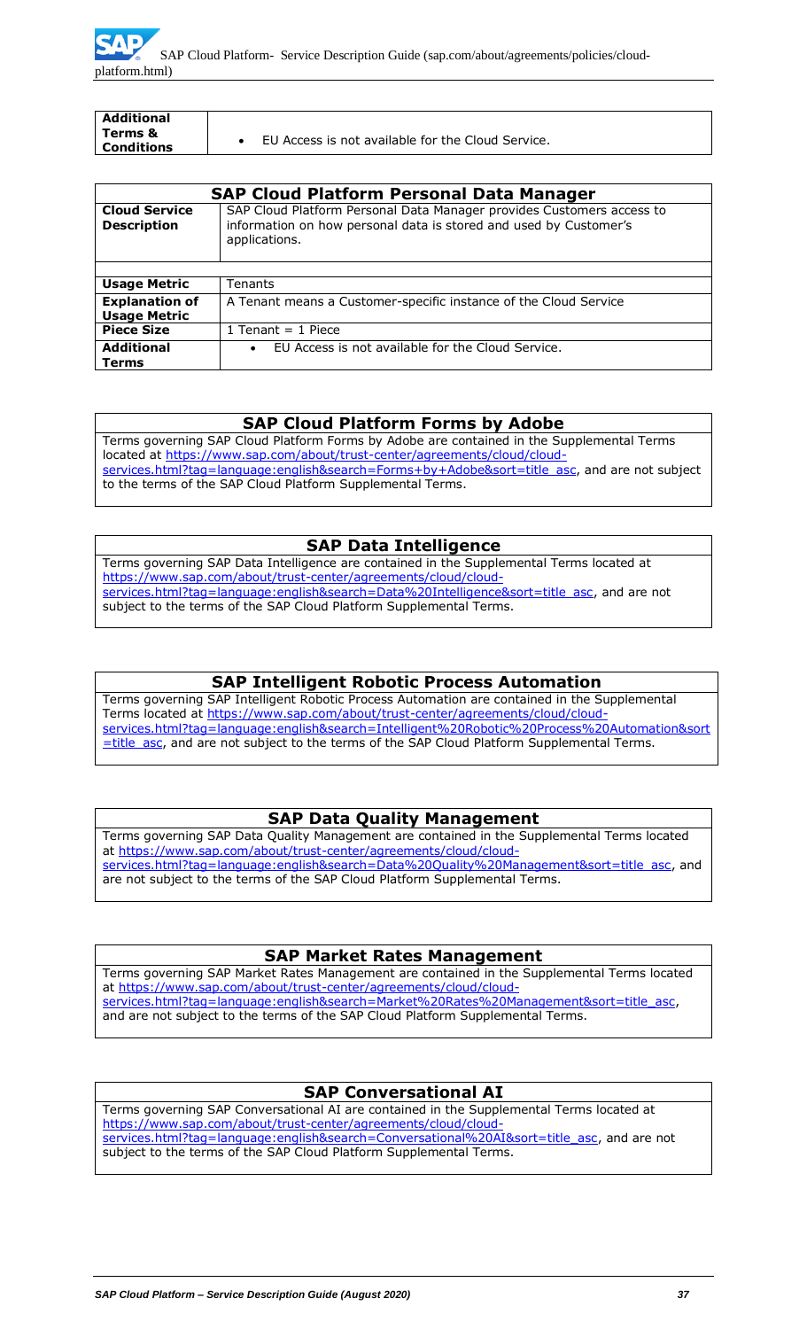| Additional Terms & Conditions | • EU Access is not available for the Cloud Service. |
|---|---|

| SAP Cloud Platform Personal Data Manager | |
|---|---|
| **Cloud Service Description** | SAP Cloud Platform Personal Data Manager provides Customers access to information on how personal data is stored and used by Customer's applications. |
| | |
| **Usage Metric** | Tenants |
| **Explanation of Usage Metric** | A Tenant means a Customer-specific instance of the Cloud Service |
| **Piece Size** | 1 Tenant = 1 Piece |
| **Additional Terms** | • EU Access is not available for the Cloud Service. |

## SAP Cloud Platform Forms by Adobe

Terms governing SAP Cloud Platform Forms by Adobe are contained in the Supplemental Terms located at https://www.sap.com/about/trust-center/agreements/cloud/cloud-services.html?tag=language:english&search=Forms+by+Adobe&sort=title_asc, and are not subject to the terms of the SAP Cloud Platform Supplemental Terms.

## SAP Data Intelligence

Terms governing SAP Data Intelligence are contained in the Supplemental Terms located at https://www.sap.com/about/trust-center/agreements/cloud/cloud-services.html?tag=language:english&search=Data%20Intelligence&sort=title_asc, and are not subject to the terms of the SAP Cloud Platform Supplemental Terms.

## SAP Intelligent Robotic Process Automation

Terms governing SAP Intelligent Robotic Process Automation are contained in the Supplemental Terms located at https://www.sap.com/about/trust-center/agreements/cloud/cloud-services.html?tag=language:english&search=Intelligent%20Robotic%20Process%20Automation&sort=title_asc, and are not subject to the terms of the SAP Cloud Platform Supplemental Terms.

## SAP Data Quality Management

Terms governing SAP Data Quality Management are contained in the Supplemental Terms located at https://www.sap.com/about/trust-center/agreements/cloud/cloud-services.html?tag=language:english&search=Data%20Quality%20Management&sort=title_asc, and are not subject to the terms of the SAP Cloud Platform Supplemental Terms.

## SAP Market Rates Management

Terms governing SAP Market Rates Management are contained in the Supplemental Terms located at https://www.sap.com/about/trust-center/agreements/cloud/cloud-services.html?tag=language:english&search=Market%20Rates%20Management&sort=title_asc, and are not subject to the terms of the SAP Cloud Platform Supplemental Terms.

## SAP Conversational AI

Terms governing SAP Conversational AI are contained in the Supplemental Terms located at https://www.sap.com/about/trust-center/agreements/cloud/cloud-services.html?tag=language:english&search=Conversational%20AI&sort=title_asc, and are not subject to the terms of the SAP Cloud Platform Supplemental Terms.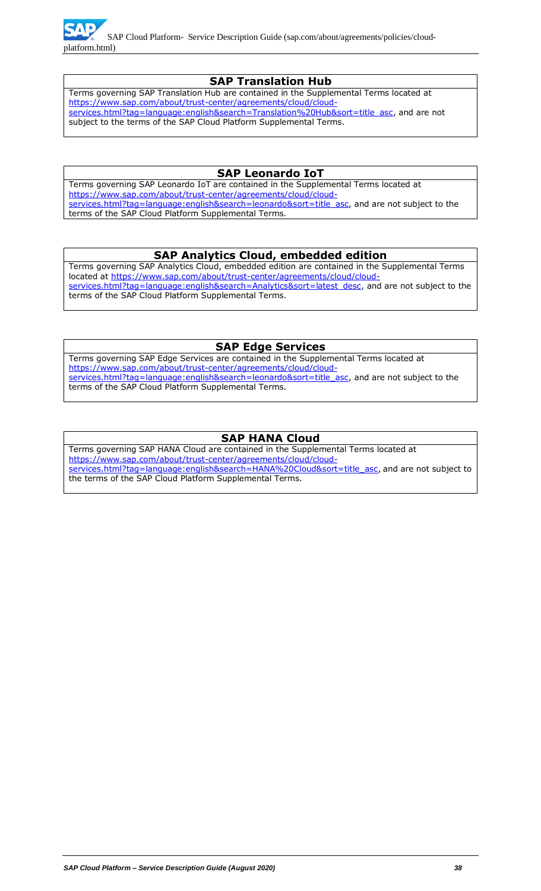## SAP Translation Hub

Terms governing SAP Translation Hub are contained in the Supplemental Terms located at https://www.sap.com/about/trust-center/agreements/cloud/cloud-services.html?tag=language:english&search=Translation%20Hub&sort=title_asc, and are not subject to the terms of the SAP Cloud Platform Supplemental Terms.

## SAP Leonardo IoT

Terms governing SAP Leonardo IoT are contained in the Supplemental Terms located at https://www.sap.com/about/trust-center/agreements/cloud/cloud-services.html?tag=language:english&search=leonardo&sort=title_asc, and are not subject to the terms of the SAP Cloud Platform Supplemental Terms.

## SAP Analytics Cloud, embedded edition

Terms governing SAP Analytics Cloud, embedded edition are contained in the Supplemental Terms located at https://www.sap.com/about/trust-center/agreements/cloud/cloud-services.html?tag=language:english&search=Analytics&sort=latest_desc, and are not subject to the terms of the SAP Cloud Platform Supplemental Terms.

## SAP Edge Services

Terms governing SAP Edge Services are contained in the Supplemental Terms located at https://www.sap.com/about/trust-center/agreements/cloud/cloud-services.html?tag=language:english&search=leonardo&sort=title_asc, and are not subject to the terms of the SAP Cloud Platform Supplemental Terms.

## SAP HANA Cloud

Terms governing SAP HANA Cloud are contained in the Supplemental Terms located at https://www.sap.com/about/trust-center/agreements/cloud/cloud-services.html?tag=language:english&search=HANA%20Cloud&sort=title_asc, and are not subject to the terms of the SAP Cloud Platform Supplemental Terms.